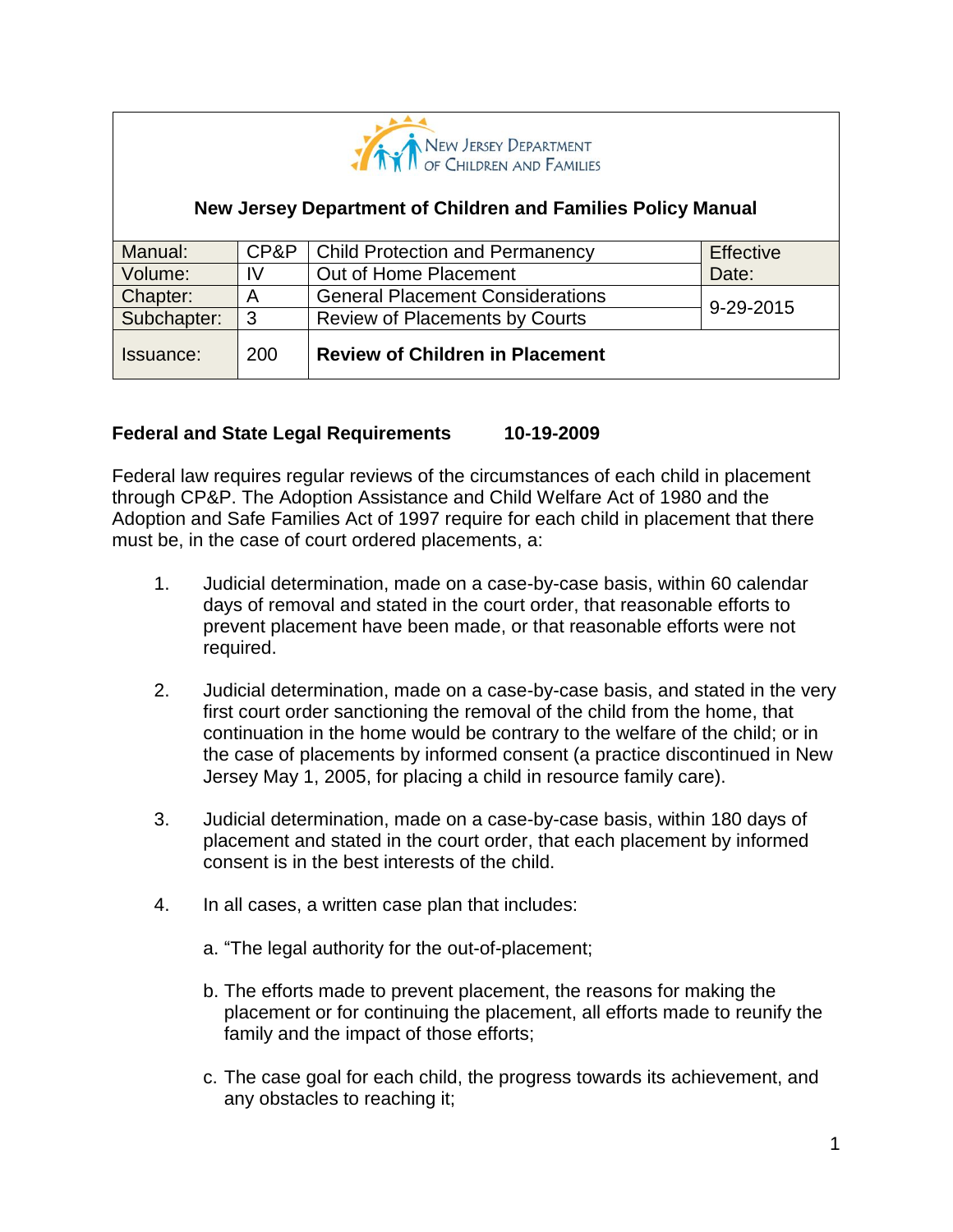New Jersey Department of Children and Families

**New Jersey Department of Children and Families Policy Manual**

| Manual: | CP&P | Child Protection and Permanency | Effective Date: |
|---|---|---|---|
| Volume: | IV | Out of Home Placement | |
| Chapter: | A | General Placement Considerations | 9-29-2015 |
| Subchapter: | 3 | Review of Placements by Courts | |
| Issuance: | 200 | **Review of Children in Placement** | |

**Federal and State Legal Requirements 10-19-2009**

Federal law requires regular reviews of the circumstances of each child in placement through CP&P. The Adoption Assistance and Child Welfare Act of 1980 and the Adoption and Safe Families Act of 1997 require for each child in placement that there must be, in the case of court ordered placements, a:

1. Judicial determination, made on a case-by-case basis, within 60 calendar days of removal and stated in the court order, that reasonable efforts to prevent placement have been made, or that reasonable efforts were not required.

2. Judicial determination, made on a case-by-case basis, and stated in the very first court order sanctioning the removal of the child from the home, that continuation in the home would be contrary to the welfare of the child; or in the case of placements by informed consent (a practice discontinued in New Jersey May 1, 2005, for placing a child in resource family care).

3. Judicial determination, made on a case-by-case basis, within 180 days of placement and stated in the court order, that each placement by informed consent is in the best interests of the child.

4. In all cases, a written case plan that includes:

   a. "The legal authority for the out-of-placement;

   b. The efforts made to prevent placement, the reasons for making the placement or for continuing the placement, all efforts made to reunify the family and the impact of those efforts;

   c. The case goal for each child, the progress towards its achievement, and any obstacles to reaching it;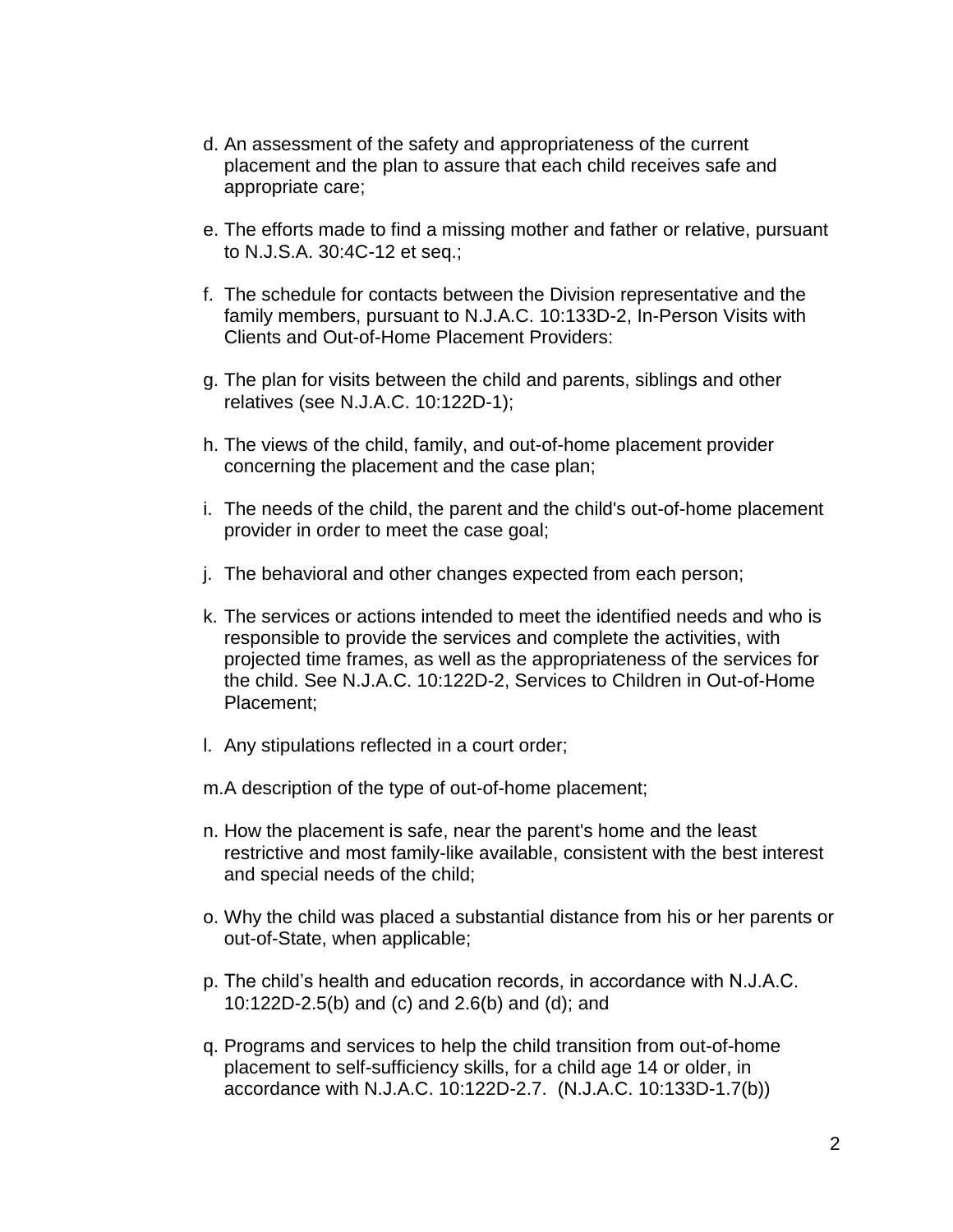d. An assessment of the safety and appropriateness of the current placement and the plan to assure that each child receives safe and appropriate care;

e. The efforts made to find a missing mother and father or relative, pursuant to N.J.S.A. 30:4C-12 et seq.;

f. The schedule for contacts between the Division representative and the family members, pursuant to N.J.A.C. 10:133D-2, In-Person Visits with Clients and Out-of-Home Placement Providers:

g. The plan for visits between the child and parents, siblings and other relatives (see N.J.A.C. 10:122D-1);

h. The views of the child, family, and out-of-home placement provider concerning the placement and the case plan;

i. The needs of the child, the parent and the child's out-of-home placement provider in order to meet the case goal;

j. The behavioral and other changes expected from each person;

k. The services or actions intended to meet the identified needs and who is responsible to provide the services and complete the activities, with projected time frames, as well as the appropriateness of the services for the child. See N.J.A.C. 10:122D-2, Services to Children in Out-of-Home Placement;

l. Any stipulations reflected in a court order;

m. A description of the type of out-of-home placement;

n. How the placement is safe, near the parent's home and the least restrictive and most family-like available, consistent with the best interest and special needs of the child;

o. Why the child was placed a substantial distance from his or her parents or out-of-State, when applicable;

p. The child's health and education records, in accordance with N.J.A.C. 10:122D-2.5(b) and (c) and 2.6(b) and (d); and

q. Programs and services to help the child transition from out-of-home placement to self-sufficiency skills, for a child age 14 or older, in accordance with N.J.A.C. 10:122D-2.7. (N.J.A.C. 10:133D-1.7(b))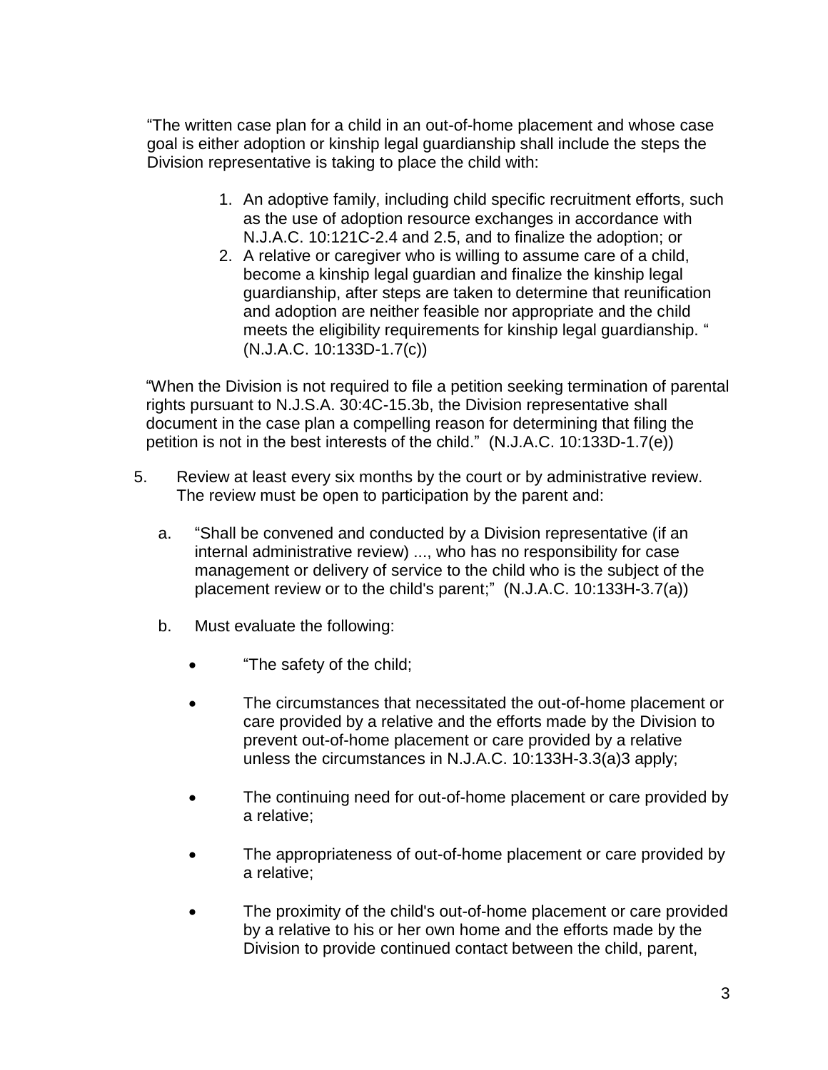"The written case plan for a child in an out-of-home placement and whose case goal is either adoption or kinship legal guardianship shall include the steps the Division representative is taking to place the child with:

1. An adoptive family, including child specific recruitment efforts, such as the use of adoption resource exchanges in accordance with N.J.A.C. 10:121C-2.4 and 2.5, and to finalize the adoption; or
2. A relative or caregiver who is willing to assume care of a child, become a kinship legal guardian and finalize the kinship legal guardianship, after steps are taken to determine that reunification and adoption are neither feasible nor appropriate and the child meets the eligibility requirements for kinship legal guardianship. " (N.J.A.C. 10:133D-1.7(c))

"When the Division is not required to file a petition seeking termination of parental rights pursuant to N.J.S.A. 30:4C-15.3b, the Division representative shall document in the case plan a compelling reason for determining that filing the petition is not in the best interests of the child." (N.J.A.C. 10:133D-1.7(e))

5. Review at least every six months by the court or by administrative review. The review must be open to participation by the parent and:

   a. "Shall be convened and conducted by a Division representative (if an internal administrative review) ..., who has no responsibility for case management or delivery of service to the child who is the subject of the placement review or to the child's parent;" (N.J.A.C. 10:133H-3.7(a))

   b. Must evaluate the following:

      - "The safety of the child;
      - The circumstances that necessitated the out-of-home placement or care provided by a relative and the efforts made by the Division to prevent out-of-home placement or care provided by a relative unless the circumstances in N.J.A.C. 10:133H-3.3(a)3 apply;
      - The continuing need for out-of-home placement or care provided by a relative;
      - The appropriateness of out-of-home placement or care provided by a relative;
      - The proximity of the child's out-of-home placement or care provided by a relative to his or her own home and the efforts made by the Division to provide continued contact between the child, parent,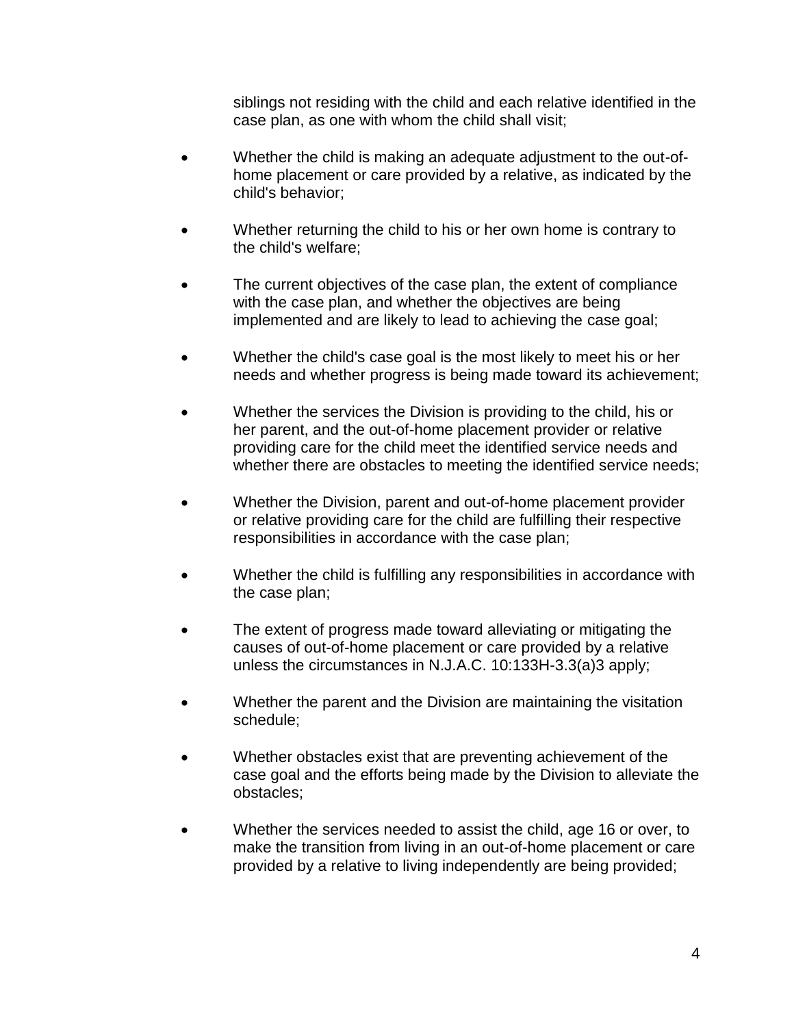siblings not residing with the child and each relative identified in the case plan, as one with whom the child shall visit;

- Whether the child is making an adequate adjustment to the out-of-home placement or care provided by a relative, as indicated by the child's behavior;
- Whether returning the child to his or her own home is contrary to the child's welfare;
- The current objectives of the case plan, the extent of compliance with the case plan, and whether the objectives are being implemented and are likely to lead to achieving the case goal;
- Whether the child's case goal is the most likely to meet his or her needs and whether progress is being made toward its achievement;
- Whether the services the Division is providing to the child, his or her parent, and the out-of-home placement provider or relative providing care for the child meet the identified service needs and whether there are obstacles to meeting the identified service needs;
- Whether the Division, parent and out-of-home placement provider or relative providing care for the child are fulfilling their respective responsibilities in accordance with the case plan;
- Whether the child is fulfilling any responsibilities in accordance with the case plan;
- The extent of progress made toward alleviating or mitigating the causes of out-of-home placement or care provided by a relative unless the circumstances in N.J.A.C. 10:133H-3.3(a)3 apply;
- Whether the parent and the Division are maintaining the visitation schedule;
- Whether obstacles exist that are preventing achievement of the case goal and the efforts being made by the Division to alleviate the obstacles;
- Whether the services needed to assist the child, age 16 or over, to make the transition from living in an out-of-home placement or care provided by a relative to living independently are being provided;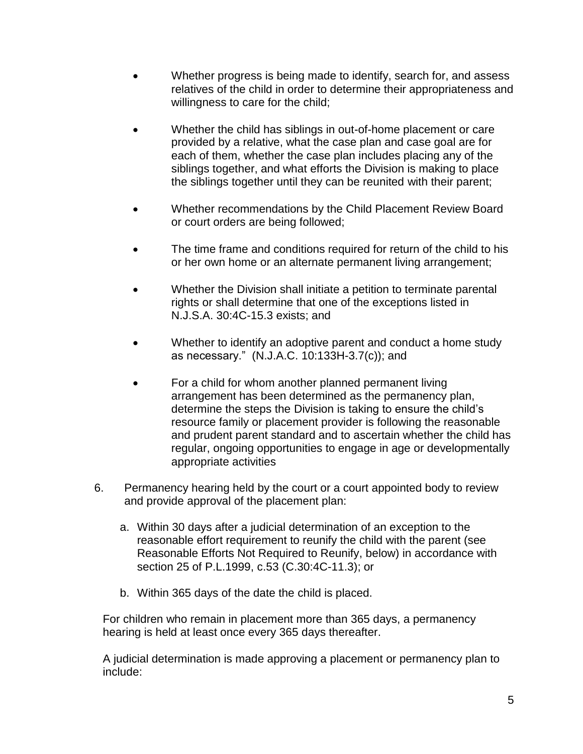- Whether progress is being made to identify, search for, and assess relatives of the child in order to determine their appropriateness and willingness to care for the child;

- Whether the child has siblings in out-of-home placement or care provided by a relative, what the case plan and case goal are for each of them, whether the case plan includes placing any of the siblings together, and what efforts the Division is making to place the siblings together until they can be reunited with their parent;

- Whether recommendations by the Child Placement Review Board or court orders are being followed;

- The time frame and conditions required for return of the child to his or her own home or an alternate permanent living arrangement;

- Whether the Division shall initiate a petition to terminate parental rights or shall determine that one of the exceptions listed in N.J.S.A. 30:4C-15.3 exists; and

- Whether to identify an adoptive parent and conduct a home study as necessary." (N.J.A.C. 10:133H-3.7(c)); and

- For a child for whom another planned permanent living arrangement has been determined as the permanency plan, determine the steps the Division is taking to ensure the child's resource family or placement provider is following the reasonable and prudent parent standard and to ascertain whether the child has regular, ongoing opportunities to engage in age or developmentally appropriate activities

6. Permanency hearing held by the court or a court appointed body to review and provide approval of the placement plan:

   a. Within 30 days after a judicial determination of an exception to the reasonable effort requirement to reunify the child with the parent (see Reasonable Efforts Not Required to Reunify, below) in accordance with section 25 of P.L.1999, c.53 (C.30:4C-11.3); or

   b. Within 365 days of the date the child is placed.

   For children who remain in placement more than 365 days, a permanency hearing is held at least once every 365 days thereafter.

   A judicial determination is made approving a placement or permanency plan to include: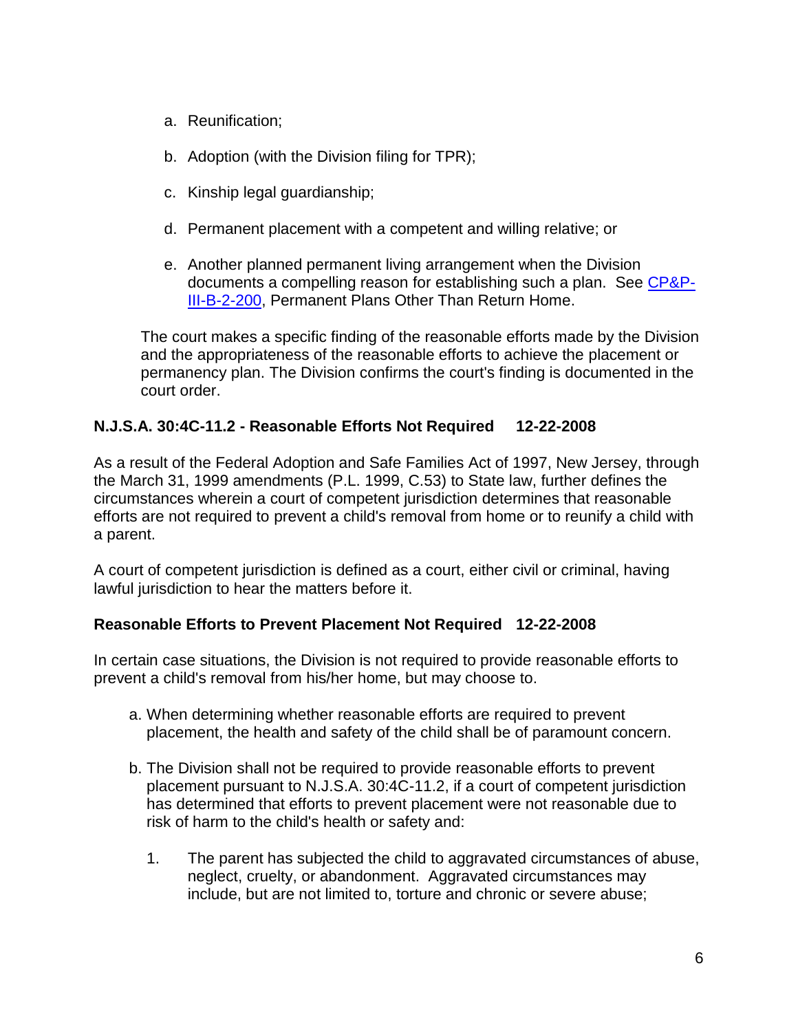a. Reunification;

b. Adoption (with the Division filing for TPR);

c. Kinship legal guardianship;

d. Permanent placement with a competent and willing relative; or

e. Another planned permanent living arrangement when the Division documents a compelling reason for establishing such a plan. See CP&P-III-B-2-200, Permanent Plans Other Than Return Home.

The court makes a specific finding of the reasonable efforts made by the Division and the appropriateness of the reasonable efforts to achieve the placement or permanency plan. The Division confirms the court's finding is documented in the court order.

**N.J.S.A. 30:4C-11.2 - Reasonable Efforts Not Required 12-22-2008**

As a result of the Federal Adoption and Safe Families Act of 1997, New Jersey, through the March 31, 1999 amendments (P.L. 1999, C.53) to State law, further defines the circumstances wherein a court of competent jurisdiction determines that reasonable efforts are not required to prevent a child's removal from home or to reunify a child with a parent.

A court of competent jurisdiction is defined as a court, either civil or criminal, having lawful jurisdiction to hear the matters before it.

**Reasonable Efforts to Prevent Placement Not Required 12-22-2008**

In certain case situations, the Division is not required to provide reasonable efforts to prevent a child's removal from his/her home, but may choose to.

a. When determining whether reasonable efforts are required to prevent placement, the health and safety of the child shall be of paramount concern.

b. The Division shall not be required to provide reasonable efforts to prevent placement pursuant to N.J.S.A. 30:4C-11.2, if a court of competent jurisdiction has determined that efforts to prevent placement were not reasonable due to risk of harm to the child's health or safety and:

   1. The parent has subjected the child to aggravated circumstances of abuse, neglect, cruelty, or abandonment. Aggravated circumstances may include, but are not limited to, torture and chronic or severe abuse;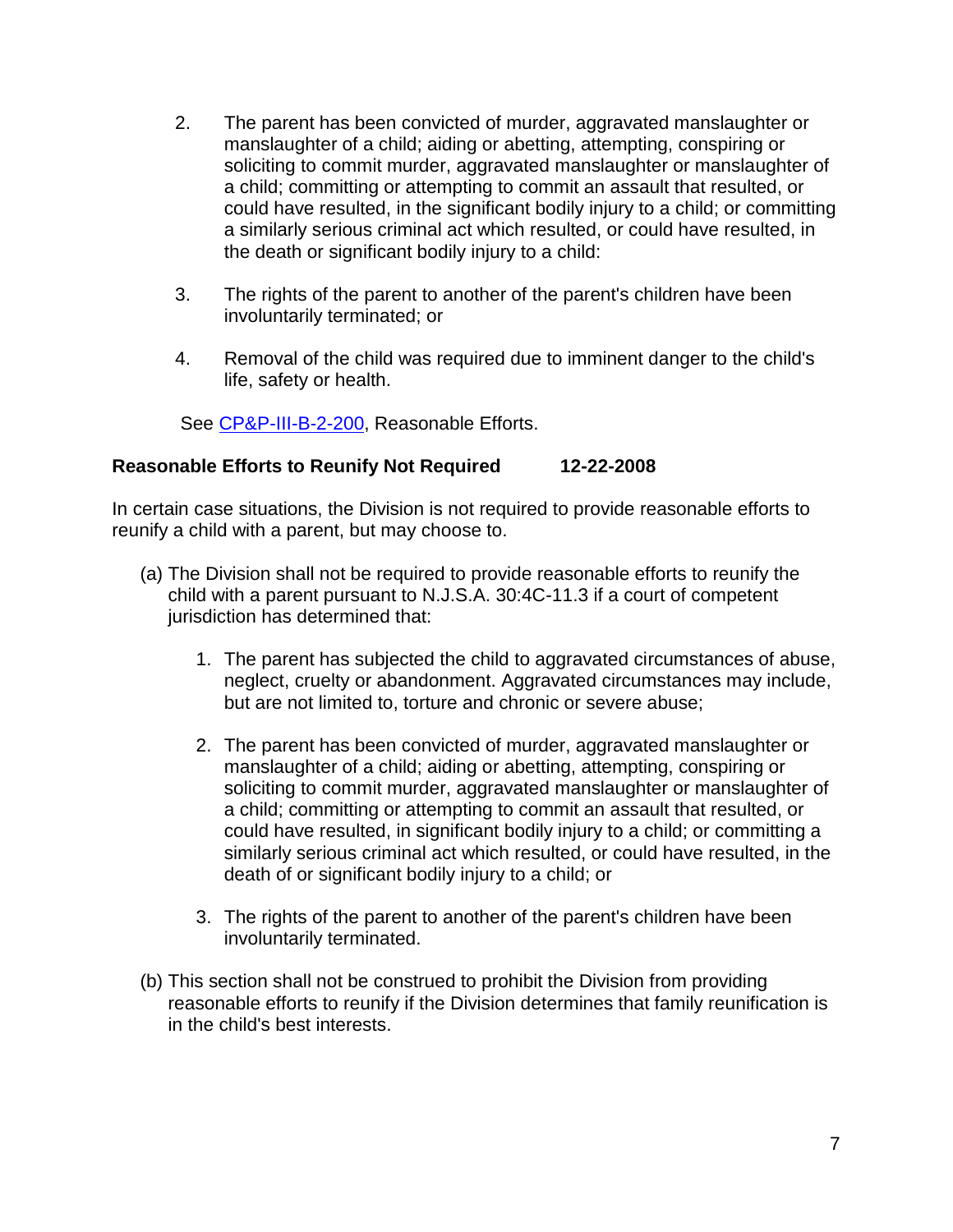2. The parent has been convicted of murder, aggravated manslaughter or manslaughter of a child; aiding or abetting, attempting, conspiring or soliciting to commit murder, aggravated manslaughter or manslaughter of a child; committing or attempting to commit an assault that resulted, or could have resulted, in the significant bodily injury to a child; or committing a similarly serious criminal act which resulted, or could have resulted, in the death or significant bodily injury to a child:

3. The rights of the parent to another of the parent's children have been involuntarily terminated; or

4. Removal of the child was required due to imminent danger to the child's life, safety or health.

See CP&P-III-B-2-200, Reasonable Efforts.

**Reasonable Efforts to Reunify Not Required 12-22-2008**

In certain case situations, the Division is not required to provide reasonable efforts to reunify a child with a parent, but may choose to.

(a) The Division shall not be required to provide reasonable efforts to reunify the child with a parent pursuant to N.J.S.A. 30:4C-11.3 if a court of competent jurisdiction has determined that:

1. The parent has subjected the child to aggravated circumstances of abuse, neglect, cruelty or abandonment. Aggravated circumstances may include, but are not limited to, torture and chronic or severe abuse;

2. The parent has been convicted of murder, aggravated manslaughter or manslaughter of a child; aiding or abetting, attempting, conspiring or soliciting to commit murder, aggravated manslaughter or manslaughter of a child; committing or attempting to commit an assault that resulted, or could have resulted, in significant bodily injury to a child; or committing a similarly serious criminal act which resulted, or could have resulted, in the death of or significant bodily injury to a child; or

3. The rights of the parent to another of the parent's children have been involuntarily terminated.

(b) This section shall not be construed to prohibit the Division from providing reasonable efforts to reunify if the Division determines that family reunification is in the child's best interests.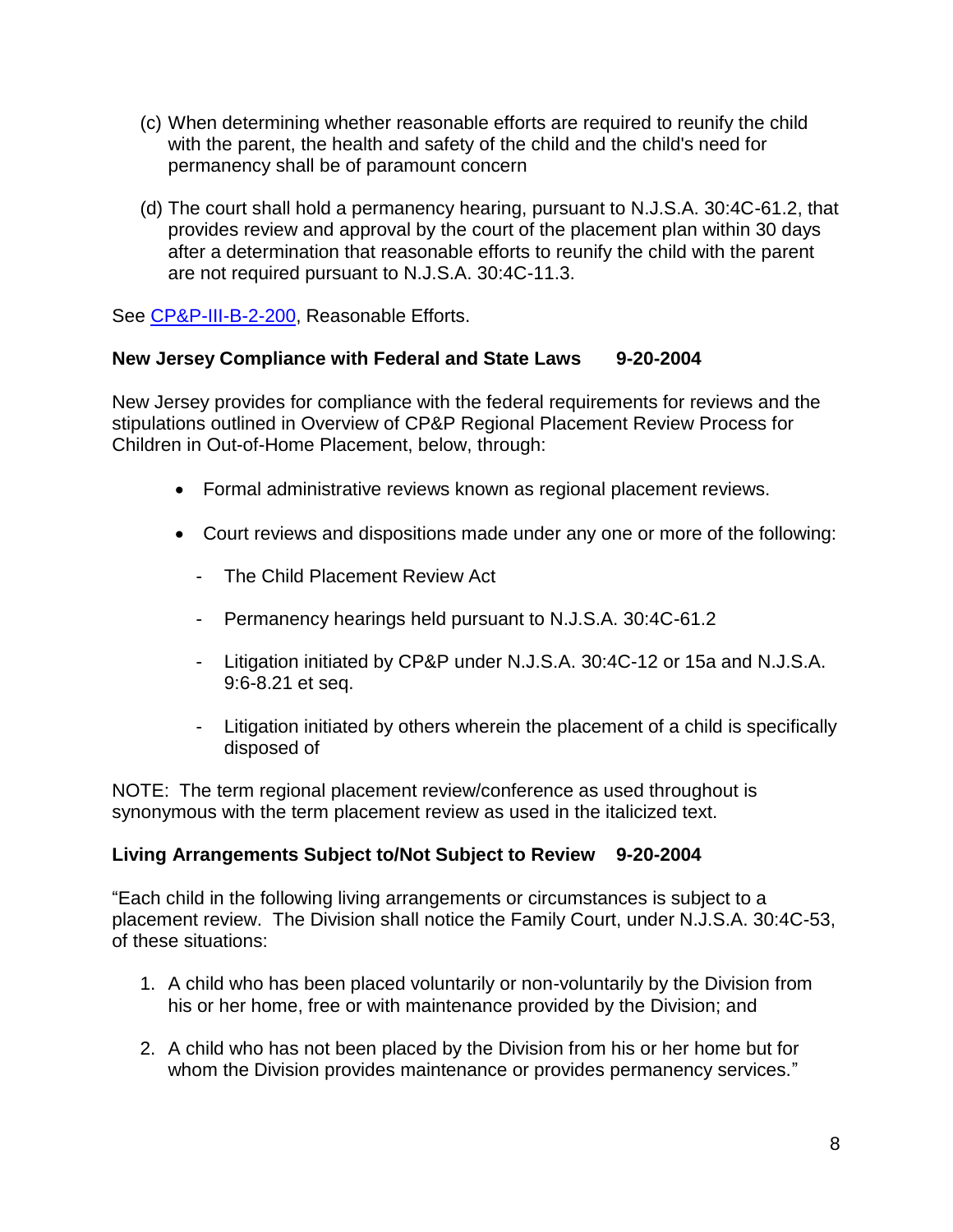(c) When determining whether reasonable efforts are required to reunify the child with the parent, the health and safety of the child and the child's need for permanency shall be of paramount concern

(d) The court shall hold a permanency hearing, pursuant to N.J.S.A. 30:4C-61.2, that provides review and approval by the court of the placement plan within 30 days after a determination that reasonable efforts to reunify the child with the parent are not required pursuant to N.J.S.A. 30:4C-11.3.

See [CP&P-III-B-2-200](CP&P-III-B-2-200), Reasonable Efforts.

**New Jersey Compliance with Federal and State Laws 9-20-2004**

New Jersey provides for compliance with the federal requirements for reviews and the stipulations outlined in Overview of CP&P Regional Placement Review Process for Children in Out-of-Home Placement, below, through:

- Formal administrative reviews known as regional placement reviews.
- Court reviews and dispositions made under any one or more of the following:
  - The Child Placement Review Act
  - Permanency hearings held pursuant to N.J.S.A. 30:4C-61.2
  - Litigation initiated by CP&P under N.J.S.A. 30:4C-12 or 15a and N.J.S.A. 9:6-8.21 et seq.
  - Litigation initiated by others wherein the placement of a child is specifically disposed of

NOTE: The term regional placement review/conference as used throughout is synonymous with the term placement review as used in the italicized text.

**Living Arrangements Subject to/Not Subject to Review 9-20-2004**

"Each child in the following living arrangements or circumstances is subject to a placement review. The Division shall notice the Family Court, under N.J.S.A. 30:4C-53, of these situations:

1. A child who has been placed voluntarily or non-voluntarily by the Division from his or her home, free or with maintenance provided by the Division; and
2. A child who has not been placed by the Division from his or her home but for whom the Division provides maintenance or provides permanency services."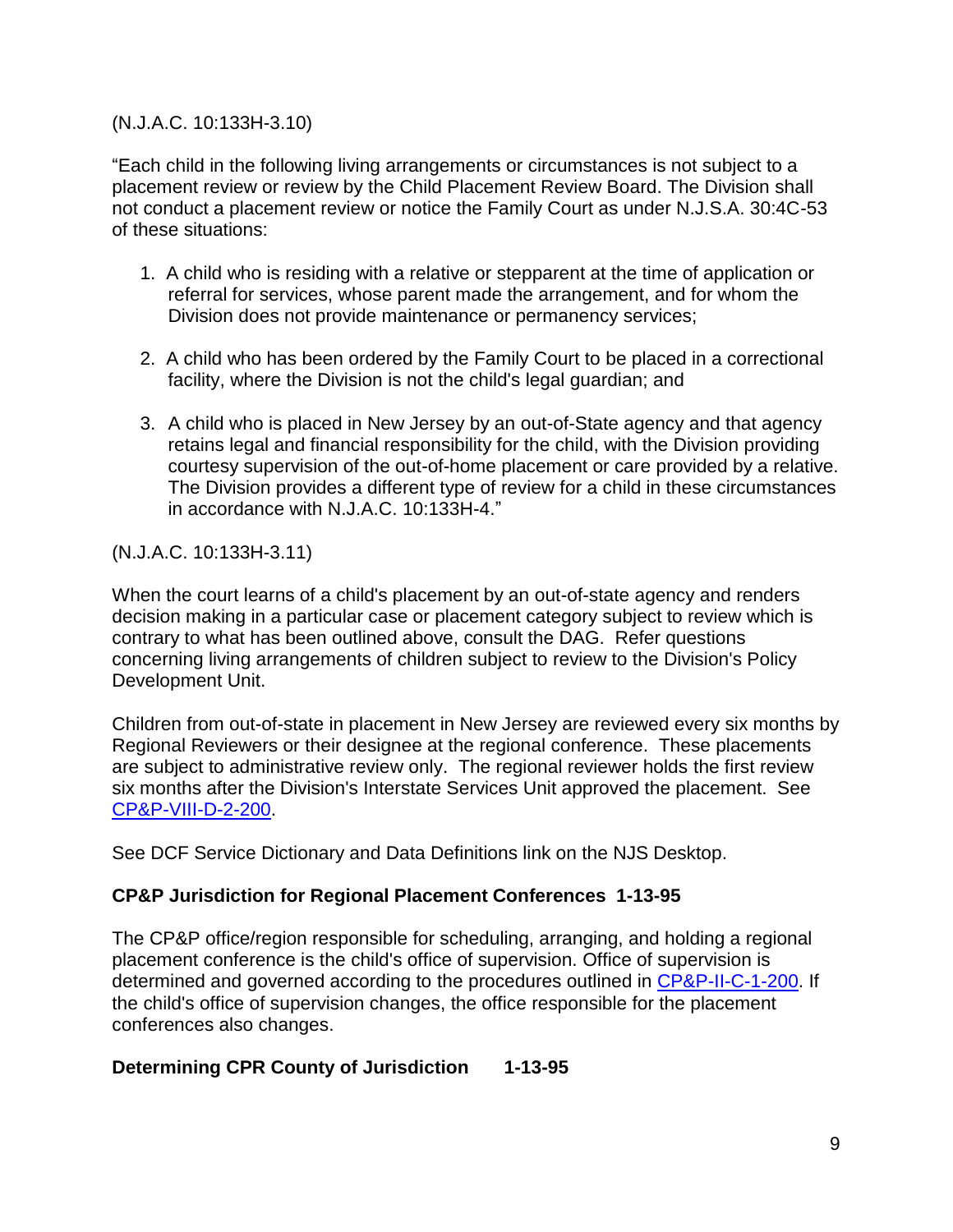(N.J.A.C. 10:133H-3.10)

"Each child in the following living arrangements or circumstances is not subject to a placement review or review by the Child Placement Review Board. The Division shall not conduct a placement review or notice the Family Court as under N.J.S.A. 30:4C-53 of these situations:

1. A child who is residing with a relative or stepparent at the time of application or referral for services, whose parent made the arrangement, and for whom the Division does not provide maintenance or permanency services;

2. A child who has been ordered by the Family Court to be placed in a correctional facility, where the Division is not the child's legal guardian; and

3. A child who is placed in New Jersey by an out-of-State agency and that agency retains legal and financial responsibility for the child, with the Division providing courtesy supervision of the out-of-home placement or care provided by a relative. The Division provides a different type of review for a child in these circumstances in accordance with N.J.A.C. 10:133H-4."

(N.J.A.C. 10:133H-3.11)

When the court learns of a child's placement by an out-of-state agency and renders decision making in a particular case or placement category subject to review which is contrary to what has been outlined above, consult the DAG. Refer questions concerning living arrangements of children subject to review to the Division's Policy Development Unit.

Children from out-of-state in placement in New Jersey are reviewed every six months by Regional Reviewers or their designee at the regional conference. These placements are subject to administrative review only. The regional reviewer holds the first review six months after the Division's Interstate Services Unit approved the placement. See CP&P-VIII-D-2-200.

See DCF Service Dictionary and Data Definitions link on the NJS Desktop.

**CP&P Jurisdiction for Regional Placement Conferences 1-13-95**

The CP&P office/region responsible for scheduling, arranging, and holding a regional placement conference is the child's office of supervision. Office of supervision is determined and governed according to the procedures outlined in CP&P-II-C-1-200. If the child's office of supervision changes, the office responsible for the placement conferences also changes.

**Determining CPR County of Jurisdiction 1-13-95**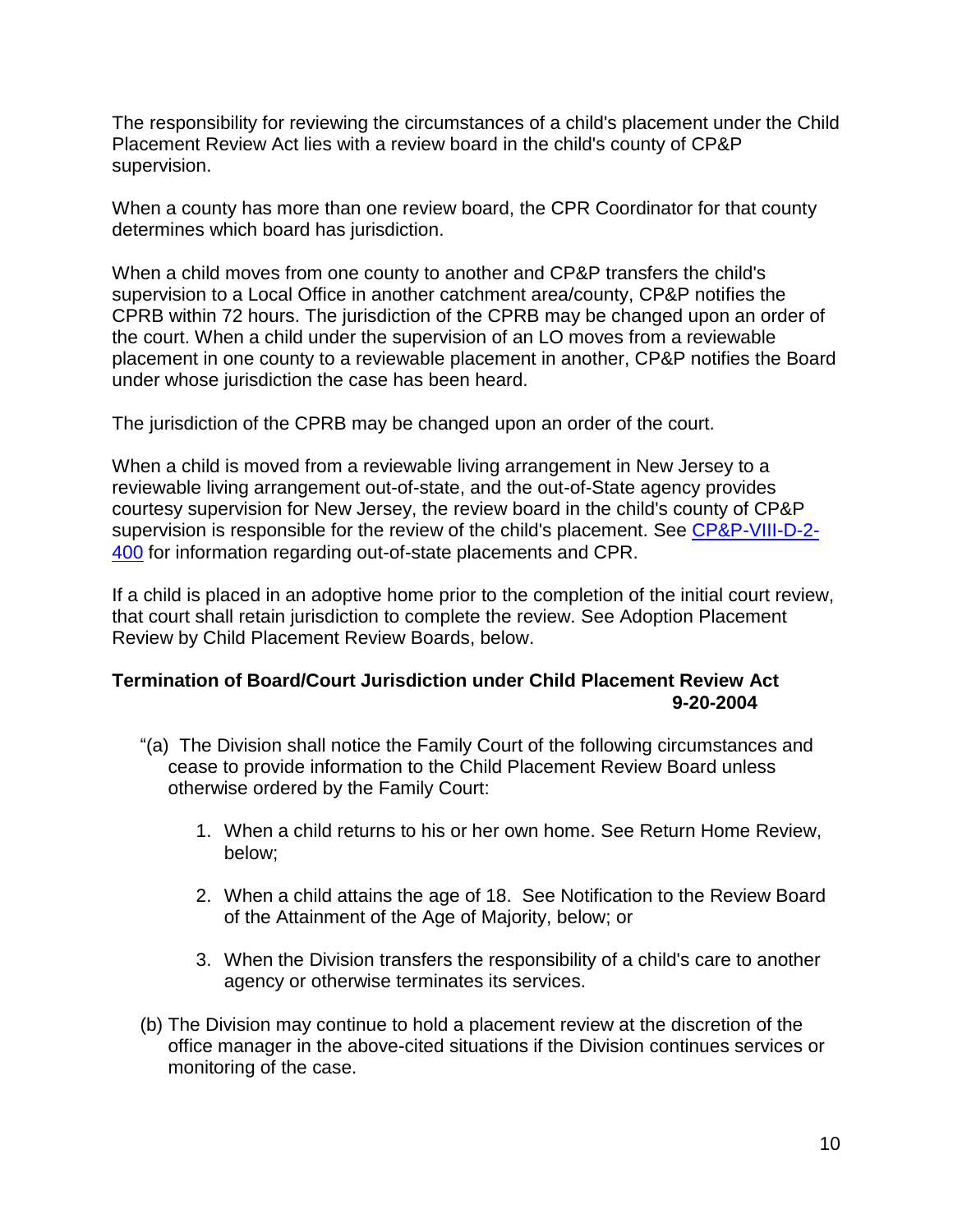The responsibility for reviewing the circumstances of a child's placement under the Child Placement Review Act lies with a review board in the child's county of CP&P supervision.

When a county has more than one review board, the CPR Coordinator for that county determines which board has jurisdiction.

When a child moves from one county to another and CP&P transfers the child's supervision to a Local Office in another catchment area/county, CP&P notifies the CPRB within 72 hours. The jurisdiction of the CPRB may be changed upon an order of the court. When a child under the supervision of an LO moves from a reviewable placement in one county to a reviewable placement in another, CP&P notifies the Board under whose jurisdiction the case has been heard.

The jurisdiction of the CPRB may be changed upon an order of the court.

When a child is moved from a reviewable living arrangement in New Jersey to a reviewable living arrangement out-of-state, and the out-of-State agency provides courtesy supervision for New Jersey, the review board in the child's county of CP&P supervision is responsible for the review of the child's placement. See CP&P-VIII-D-2-400 for information regarding out-of-state placements and CPR.

If a child is placed in an adoptive home prior to the completion of the initial court review, that court shall retain jurisdiction to complete the review. See Adoption Placement Review by Child Placement Review Boards, below.

**Termination of Board/Court Jurisdiction under Child Placement Review Act**
**9-20-2004**

"(a) The Division shall notice the Family Court of the following circumstances and cease to provide information to the Child Placement Review Board unless otherwise ordered by the Family Court:

1. When a child returns to his or her own home. See Return Home Review, below;

2. When a child attains the age of 18. See Notification to the Review Board of the Attainment of the Age of Majority, below; or

3. When the Division transfers the responsibility of a child's care to another agency or otherwise terminates its services.

(b) The Division may continue to hold a placement review at the discretion of the office manager in the above-cited situations if the Division continues services or monitoring of the case.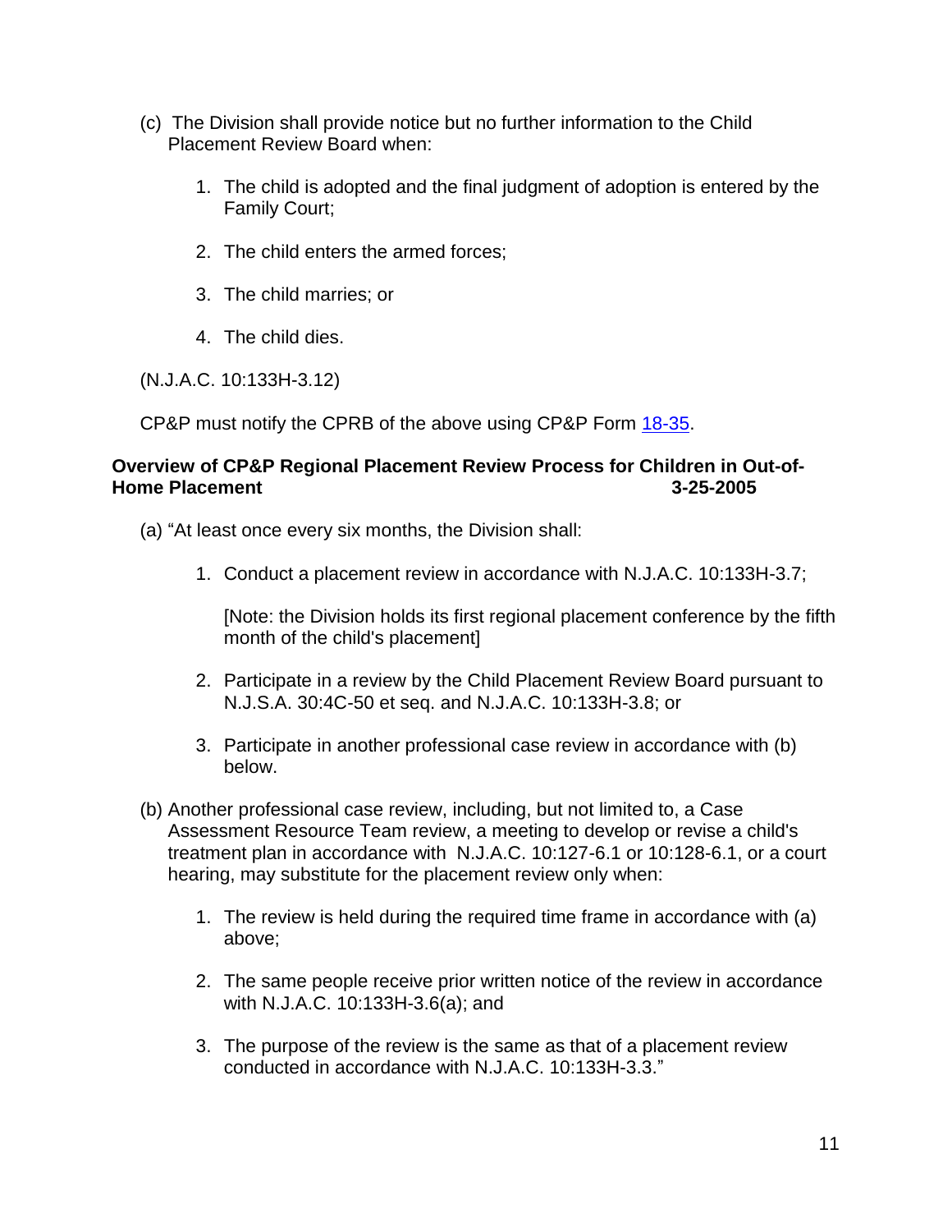(c) The Division shall provide notice but no further information to the Child Placement Review Board when:

1. The child is adopted and the final judgment of adoption is entered by the Family Court;

2. The child enters the armed forces;

3. The child marries; or

4. The child dies.

(N.J.A.C. 10:133H-3.12)

CP&P must notify the CPRB of the above using CP&P Form 18-35.

**Overview of CP&P Regional Placement Review Process for Children in Out-of-Home Placement 3-25-2005**

(a) "At least once every six months, the Division shall:

1. Conduct a placement review in accordance with N.J.A.C. 10:133H-3.7;

   [Note: the Division holds its first regional placement conference by the fifth month of the child's placement]

2. Participate in a review by the Child Placement Review Board pursuant to N.J.S.A. 30:4C-50 et seq. and N.J.A.C. 10:133H-3.8; or

3. Participate in another professional case review in accordance with (b) below.

(b) Another professional case review, including, but not limited to, a Case Assessment Resource Team review, a meeting to develop or revise a child's treatment plan in accordance with N.J.A.C. 10:127-6.1 or 10:128-6.1, or a court hearing, may substitute for the placement review only when:

1. The review is held during the required time frame in accordance with (a) above;

2. The same people receive prior written notice of the review in accordance with N.J.A.C. 10:133H-3.6(a); and

3. The purpose of the review is the same as that of a placement review conducted in accordance with N.J.A.C. 10:133H-3.3."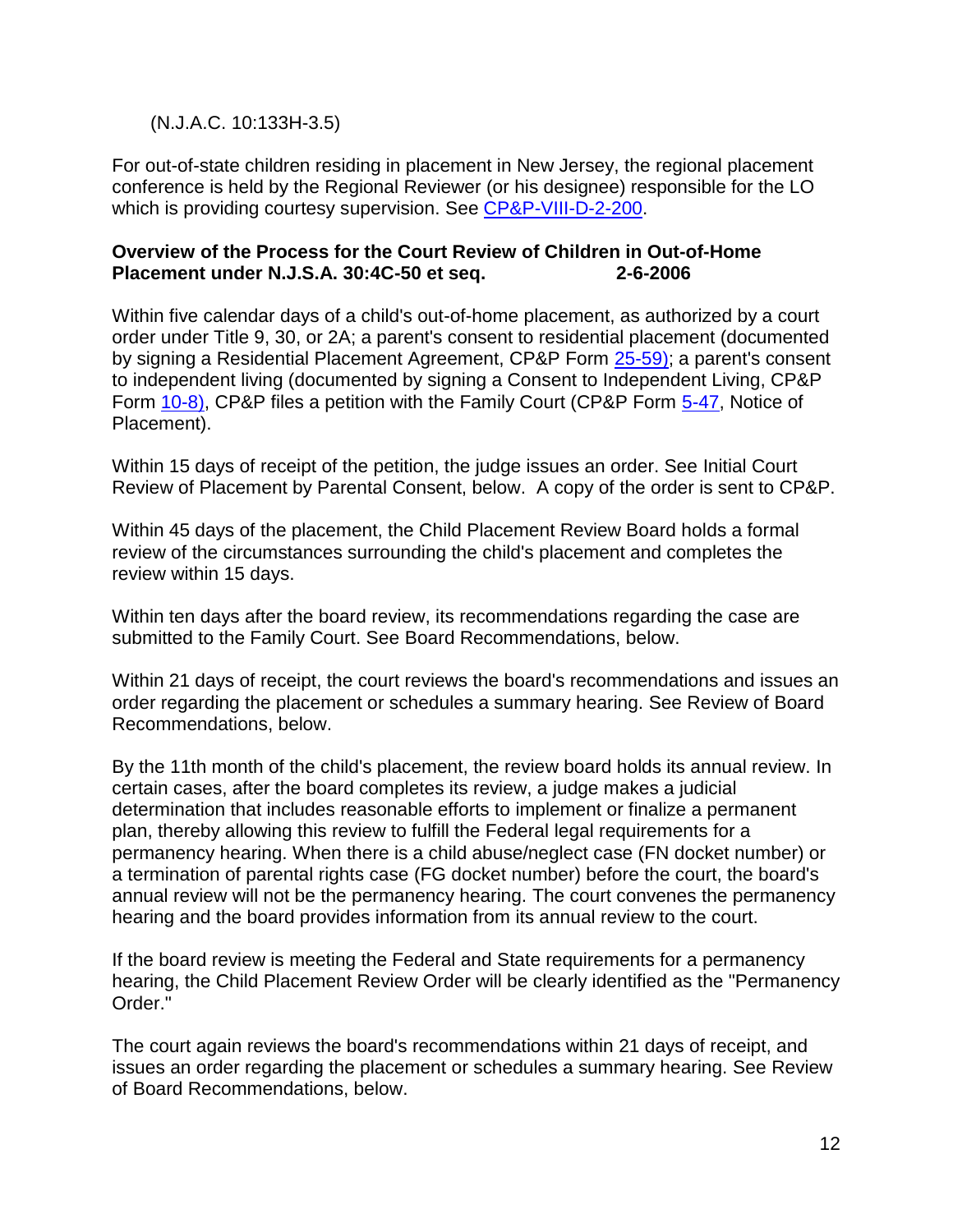(N.J.A.C. 10:133H-3.5)

For out-of-state children residing in placement in New Jersey, the regional placement conference is held by the Regional Reviewer (or his designee) responsible for the LO which is providing courtesy supervision. See [CP&P-VIII-D-2-200](CP&P-VIII-D-2-200).

**Overview of the Process for the Court Review of Children in Out-of-Home Placement under N.J.S.A. 30:4C-50 et seq. 2-6-2006**

Within five calendar days of a child's out-of-home placement, as authorized by a court order under Title 9, 30, or 2A; a parent's consent to residential placement (documented by signing a Residential Placement Agreement, CP&P Form 25-59); a parent's consent to independent living (documented by signing a Consent to Independent Living, CP&P Form 10-8), CP&P files a petition with the Family Court (CP&P Form 5-47, Notice of Placement).

Within 15 days of receipt of the petition, the judge issues an order. See Initial Court Review of Placement by Parental Consent, below. A copy of the order is sent to CP&P.

Within 45 days of the placement, the Child Placement Review Board holds a formal review of the circumstances surrounding the child's placement and completes the review within 15 days.

Within ten days after the board review, its recommendations regarding the case are submitted to the Family Court. See Board Recommendations, below.

Within 21 days of receipt, the court reviews the board's recommendations and issues an order regarding the placement or schedules a summary hearing. See Review of Board Recommendations, below.

By the 11th month of the child's placement, the review board holds its annual review. In certain cases, after the board completes its review, a judge makes a judicial determination that includes reasonable efforts to implement or finalize a permanent plan, thereby allowing this review to fulfill the Federal legal requirements for a permanency hearing. When there is a child abuse/neglect case (FN docket number) or a termination of parental rights case (FG docket number) before the court, the board's annual review will not be the permanency hearing. The court convenes the permanency hearing and the board provides information from its annual review to the court.

If the board review is meeting the Federal and State requirements for a permanency hearing, the Child Placement Review Order will be clearly identified as the "Permanency Order."

The court again reviews the board's recommendations within 21 days of receipt, and issues an order regarding the placement or schedules a summary hearing. See Review of Board Recommendations, below.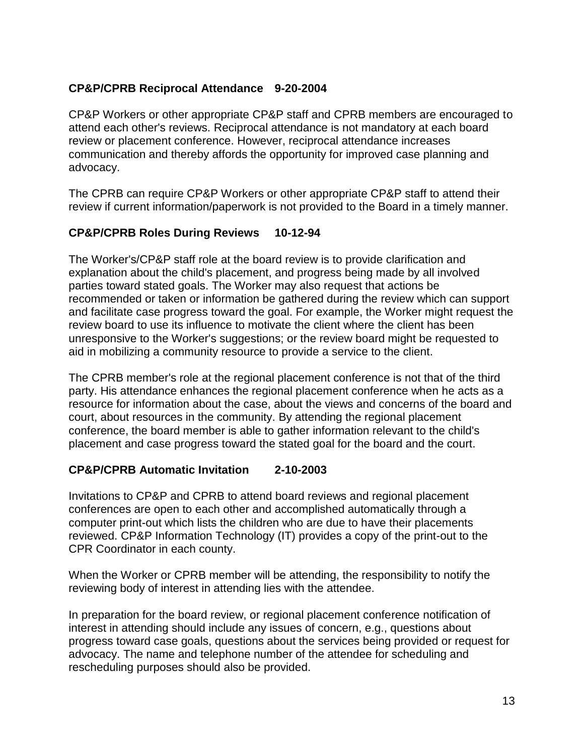**CP&P/CPRB Reciprocal Attendance 9-20-2004**

CP&P Workers or other appropriate CP&P staff and CPRB members are encouraged to attend each other's reviews. Reciprocal attendance is not mandatory at each board review or placement conference. However, reciprocal attendance increases communication and thereby affords the opportunity for improved case planning and advocacy.

The CPRB can require CP&P Workers or other appropriate CP&P staff to attend their review if current information/paperwork is not provided to the Board in a timely manner.

**CP&P/CPRB Roles During Reviews 10-12-94**

The Worker's/CP&P staff role at the board review is to provide clarification and explanation about the child's placement, and progress being made by all involved parties toward stated goals. The Worker may also request that actions be recommended or taken or information be gathered during the review which can support and facilitate case progress toward the goal. For example, the Worker might request the review board to use its influence to motivate the client where the client has been unresponsive to the Worker's suggestions; or the review board might be requested to aid in mobilizing a community resource to provide a service to the client.

The CPRB member's role at the regional placement conference is not that of the third party. His attendance enhances the regional placement conference when he acts as a resource for information about the case, about the views and concerns of the board and court, about resources in the community. By attending the regional placement conference, the board member is able to gather information relevant to the child's placement and case progress toward the stated goal for the board and the court.

**CP&P/CPRB Automatic Invitation 2-10-2003**

Invitations to CP&P and CPRB to attend board reviews and regional placement conferences are open to each other and accomplished automatically through a computer print-out which lists the children who are due to have their placements reviewed. CP&P Information Technology (IT) provides a copy of the print-out to the CPR Coordinator in each county.

When the Worker or CPRB member will be attending, the responsibility to notify the reviewing body of interest in attending lies with the attendee.

In preparation for the board review, or regional placement conference notification of interest in attending should include any issues of concern, e.g., questions about progress toward case goals, questions about the services being provided or request for advocacy. The name and telephone number of the attendee for scheduling and rescheduling purposes should also be provided.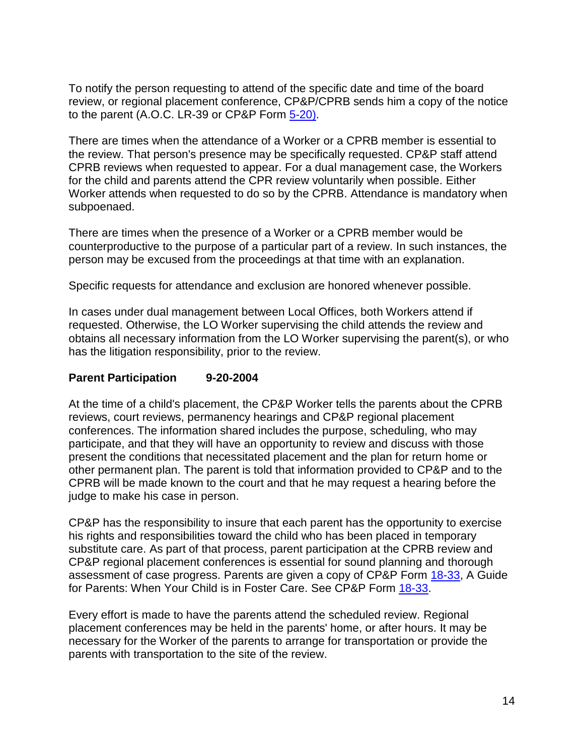To notify the person requesting to attend of the specific date and time of the board review, or regional placement conference, CP&P/CPRB sends him a copy of the notice to the parent (A.O.C. LR-39 or CP&P Form 5-20).

There are times when the attendance of a Worker or a CPRB member is essential to the review. That person's presence may be specifically requested. CP&P staff attend CPRB reviews when requested to appear. For a dual management case, the Workers for the child and parents attend the CPR review voluntarily when possible. Either Worker attends when requested to do so by the CPRB. Attendance is mandatory when subpoenaed.

There are times when the presence of a Worker or a CPRB member would be counterproductive to the purpose of a particular part of a review. In such instances, the person may be excused from the proceedings at that time with an explanation.

Specific requests for attendance and exclusion are honored whenever possible.

In cases under dual management between Local Offices, both Workers attend if requested. Otherwise, the LO Worker supervising the child attends the review and obtains all necessary information from the LO Worker supervising the parent(s), or who has the litigation responsibility, prior to the review.

**Parent Participation 9-20-2004**

At the time of a child's placement, the CP&P Worker tells the parents about the CPRB reviews, court reviews, permanency hearings and CP&P regional placement conferences. The information shared includes the purpose, scheduling, who may participate, and that they will have an opportunity to review and discuss with those present the conditions that necessitated placement and the plan for return home or other permanent plan. The parent is told that information provided to CP&P and to the CPRB will be made known to the court and that he may request a hearing before the judge to make his case in person.

CP&P has the responsibility to insure that each parent has the opportunity to exercise his rights and responsibilities toward the child who has been placed in temporary substitute care. As part of that process, parent participation at the CPRB review and CP&P regional placement conferences is essential for sound planning and thorough assessment of case progress. Parents are given a copy of CP&P Form 18-33, A Guide for Parents: When Your Child is in Foster Care. See CP&P Form 18-33.

Every effort is made to have the parents attend the scheduled review. Regional placement conferences may be held in the parents' home, or after hours. It may be necessary for the Worker of the parents to arrange for transportation or provide the parents with transportation to the site of the review.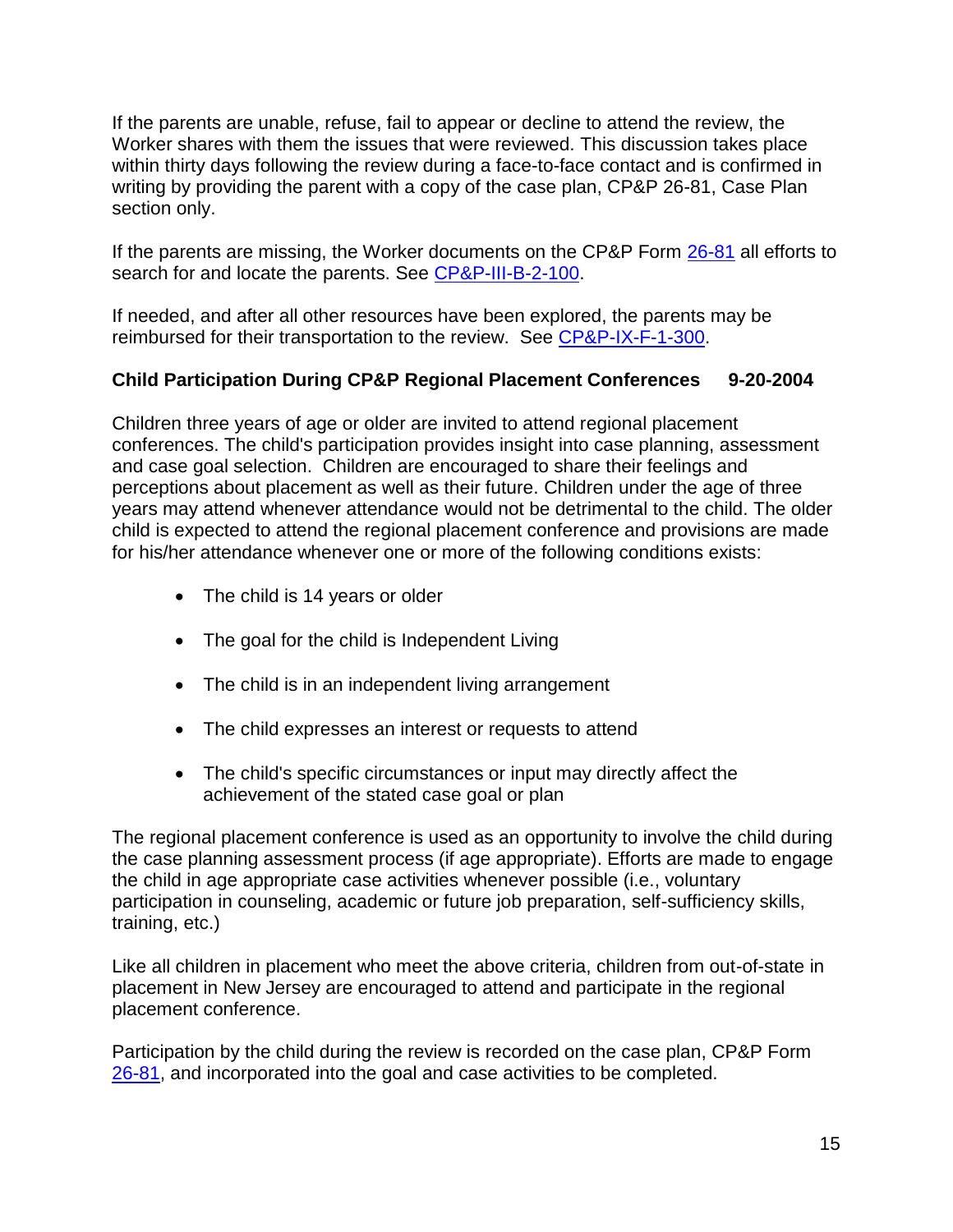If the parents are unable, refuse, fail to appear or decline to attend the review, the Worker shares with them the issues that were reviewed. This discussion takes place within thirty days following the review during a face-to-face contact and is confirmed in writing by providing the parent with a copy of the case plan, CP&P 26-81, Case Plan section only.

If the parents are missing, the Worker documents on the CP&P Form 26-81 all efforts to search for and locate the parents. See CP&P-III-B-2-100.

If needed, and after all other resources have been explored, the parents may be reimbursed for their transportation to the review. See CP&P-IX-F-1-300.

**Child Participation During CP&P Regional Placement Conferences 9-20-2004**

Children three years of age or older are invited to attend regional placement conferences. The child's participation provides insight into case planning, assessment and case goal selection. Children are encouraged to share their feelings and perceptions about placement as well as their future. Children under the age of three years may attend whenever attendance would not be detrimental to the child. The older child is expected to attend the regional placement conference and provisions are made for his/her attendance whenever one or more of the following conditions exists:

- The child is 14 years or older
- The goal for the child is Independent Living
- The child is in an independent living arrangement
- The child expresses an interest or requests to attend
- The child's specific circumstances or input may directly affect the achievement of the stated case goal or plan

The regional placement conference is used as an opportunity to involve the child during the case planning assessment process (if age appropriate). Efforts are made to engage the child in age appropriate case activities whenever possible (i.e., voluntary participation in counseling, academic or future job preparation, self-sufficiency skills, training, etc.)

Like all children in placement who meet the above criteria, children from out-of-state in placement in New Jersey are encouraged to attend and participate in the regional placement conference.

Participation by the child during the review is recorded on the case plan, CP&P Form 26-81, and incorporated into the goal and case activities to be completed.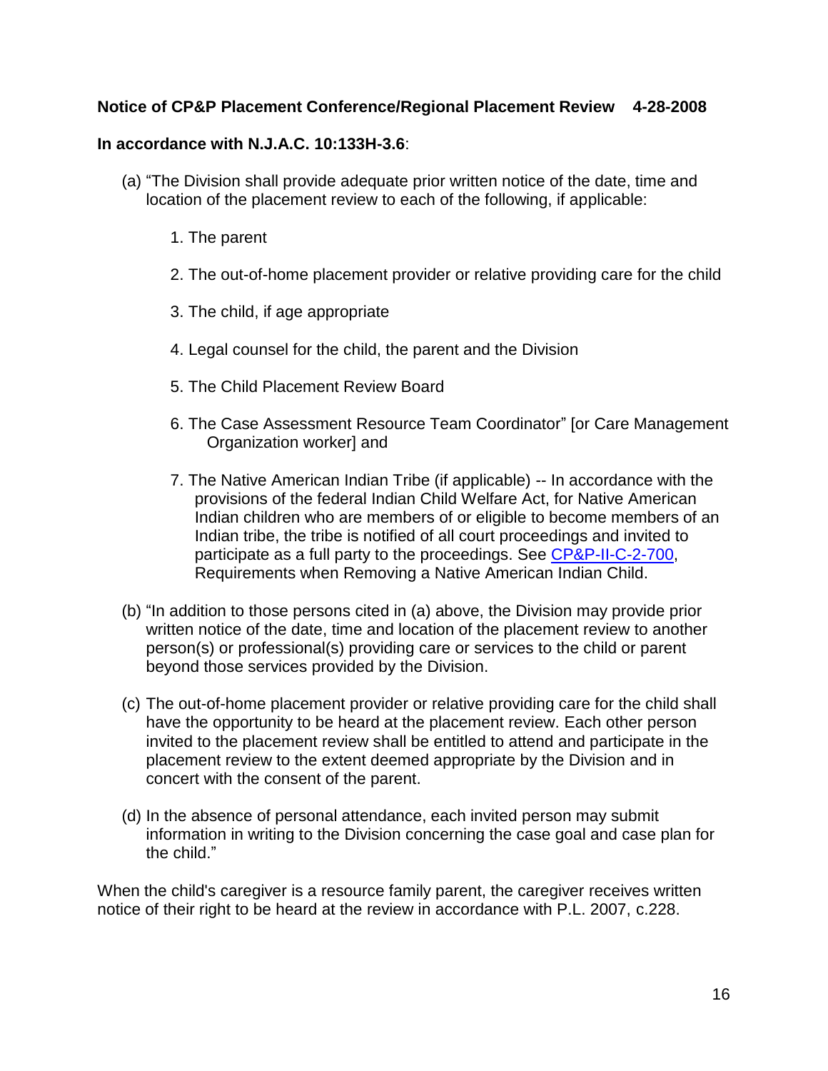**Notice of CP&P Placement Conference/Regional Placement Review 4-28-2008**

**In accordance with N.J.A.C. 10:133H-3.6**:

(a) "The Division shall provide adequate prior written notice of the date, time and location of the placement review to each of the following, if applicable:

1. The parent

2. The out-of-home placement provider or relative providing care for the child

3. The child, if age appropriate

4. Legal counsel for the child, the parent and the Division

5. The Child Placement Review Board

6. The Case Assessment Resource Team Coordinator" [or Care Management Organization worker] and

7. The Native American Indian Tribe (if applicable) -- In accordance with the provisions of the federal Indian Child Welfare Act, for Native American Indian children who are members of or eligible to become members of an Indian tribe, the tribe is notified of all court proceedings and invited to participate as a full party to the proceedings. See CP&P-II-C-2-700, Requirements when Removing a Native American Indian Child.

(b) "In addition to those persons cited in (a) above, the Division may provide prior written notice of the date, time and location of the placement review to another person(s) or professional(s) providing care or services to the child or parent beyond those services provided by the Division.

(c) The out-of-home placement provider or relative providing care for the child shall have the opportunity to be heard at the placement review. Each other person invited to the placement review shall be entitled to attend and participate in the placement review to the extent deemed appropriate by the Division and in concert with the consent of the parent.

(d) In the absence of personal attendance, each invited person may submit information in writing to the Division concerning the case goal and case plan for the child."

When the child's caregiver is a resource family parent, the caregiver receives written notice of their right to be heard at the review in accordance with P.L. 2007, c.228.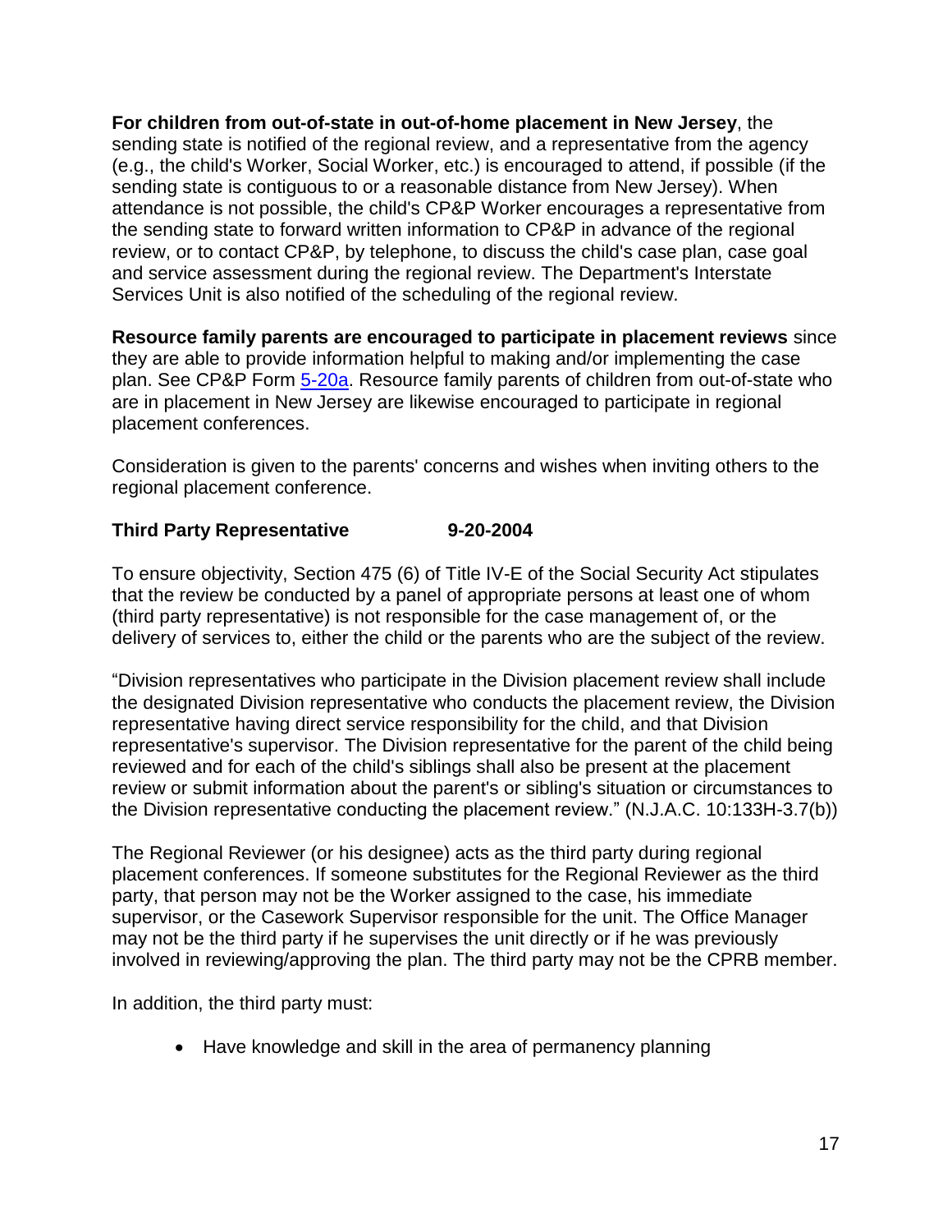**For children from out-of-state in out-of-home placement in New Jersey**, the sending state is notified of the regional review, and a representative from the agency (e.g., the child's Worker, Social Worker, etc.) is encouraged to attend, if possible (if the sending state is contiguous to or a reasonable distance from New Jersey). When attendance is not possible, the child's CP&P Worker encourages a representative from the sending state to forward written information to CP&P in advance of the regional review, or to contact CP&P, by telephone, to discuss the child's case plan, case goal and service assessment during the regional review. The Department's Interstate Services Unit is also notified of the scheduling of the regional review.

**Resource family parents are encouraged to participate in placement reviews** since they are able to provide information helpful to making and/or implementing the case plan. See CP&P Form 5-20a. Resource family parents of children from out-of-state who are in placement in New Jersey are likewise encouraged to participate in regional placement conferences.

Consideration is given to the parents' concerns and wishes when inviting others to the regional placement conference.

### Third Party Representative 9-20-2004

To ensure objectivity, Section 475 (6) of Title IV-E of the Social Security Act stipulates that the review be conducted by a panel of appropriate persons at least one of whom (third party representative) is not responsible for the case management of, or the delivery of services to, either the child or the parents who are the subject of the review.

"Division representatives who participate in the Division placement review shall include the designated Division representative who conducts the placement review, the Division representative having direct service responsibility for the child, and that Division representative's supervisor. The Division representative for the parent of the child being reviewed and for each of the child's siblings shall also be present at the placement review or submit information about the parent's or sibling's situation or circumstances to the Division representative conducting the placement review." (N.J.A.C. 10:133H-3.7(b))

The Regional Reviewer (or his designee) acts as the third party during regional placement conferences. If someone substitutes for the Regional Reviewer as the third party, that person may not be the Worker assigned to the case, his immediate supervisor, or the Casework Supervisor responsible for the unit. The Office Manager may not be the third party if he supervises the unit directly or if he was previously involved in reviewing/approving the plan. The third party may not be the CPRB member.

In addition, the third party must:

- Have knowledge and skill in the area of permanency planning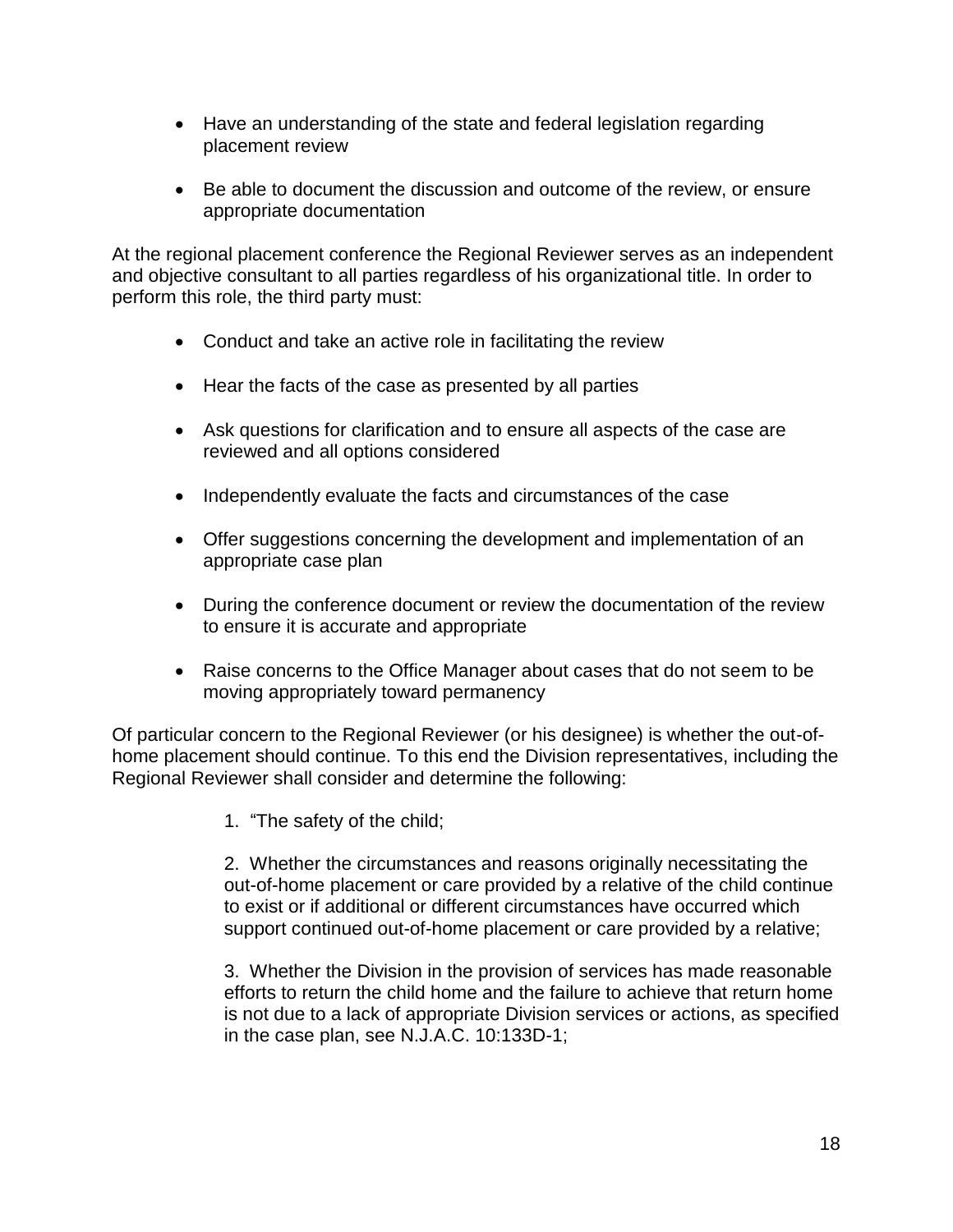- Have an understanding of the state and federal legislation regarding placement review

- Be able to document the discussion and outcome of the review, or ensure appropriate documentation

At the regional placement conference the Regional Reviewer serves as an independent and objective consultant to all parties regardless of his organizational title. In order to perform this role, the third party must:

- Conduct and take an active role in facilitating the review

- Hear the facts of the case as presented by all parties

- Ask questions for clarification and to ensure all aspects of the case are reviewed and all options considered

- Independently evaluate the facts and circumstances of the case

- Offer suggestions concerning the development and implementation of an appropriate case plan

- During the conference document or review the documentation of the review to ensure it is accurate and appropriate

- Raise concerns to the Office Manager about cases that do not seem to be moving appropriately toward permanency

Of particular concern to the Regional Reviewer (or his designee) is whether the out-of-home placement should continue. To this end the Division representatives, including the Regional Reviewer shall consider and determine the following:

> 1. "The safety of the child;
>
> 2. Whether the circumstances and reasons originally necessitating the out-of-home placement or care provided by a relative of the child continue to exist or if additional or different circumstances have occurred which support continued out-of-home placement or care provided by a relative;
>
> 3. Whether the Division in the provision of services has made reasonable efforts to return the child home and the failure to achieve that return home is not due to a lack of appropriate Division services or actions, as specified in the case plan, see N.J.A.C. 10:133D-1;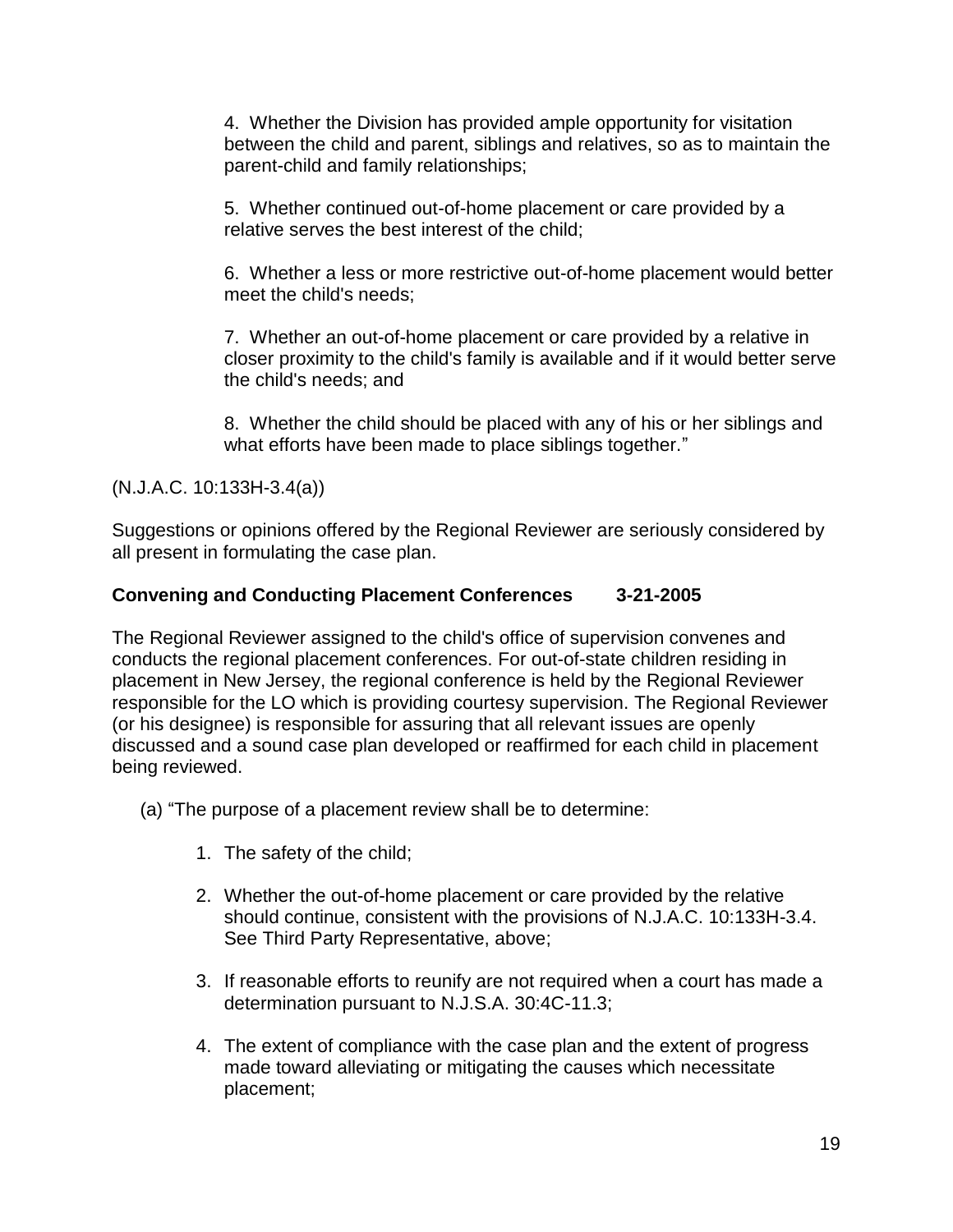4. Whether the Division has provided ample opportunity for visitation between the child and parent, siblings and relatives, so as to maintain the parent-child and family relationships;

5. Whether continued out-of-home placement or care provided by a relative serves the best interest of the child;

6. Whether a less or more restrictive out-of-home placement would better meet the child's needs;

7. Whether an out-of-home placement or care provided by a relative in closer proximity to the child's family is available and if it would better serve the child's needs; and

8. Whether the child should be placed with any of his or her siblings and what efforts have been made to place siblings together."

(N.J.A.C. 10:133H-3.4(a))

Suggestions or opinions offered by the Regional Reviewer are seriously considered by all present in formulating the case plan.

**Convening and Conducting Placement Conferences 3-21-2005**

The Regional Reviewer assigned to the child's office of supervision convenes and conducts the regional placement conferences. For out-of-state children residing in placement in New Jersey, the regional conference is held by the Regional Reviewer responsible for the LO which is providing courtesy supervision. The Regional Reviewer (or his designee) is responsible for assuring that all relevant issues are openly discussed and a sound case plan developed or reaffirmed for each child in placement being reviewed.

(a) "The purpose of a placement review shall be to determine:

1. The safety of the child;
2. Whether the out-of-home placement or care provided by the relative should continue, consistent with the provisions of N.J.A.C. 10:133H-3.4. See Third Party Representative, above;
3. If reasonable efforts to reunify are not required when a court has made a determination pursuant to N.J.S.A. 30:4C-11.3;
4. The extent of compliance with the case plan and the extent of progress made toward alleviating or mitigating the causes which necessitate placement;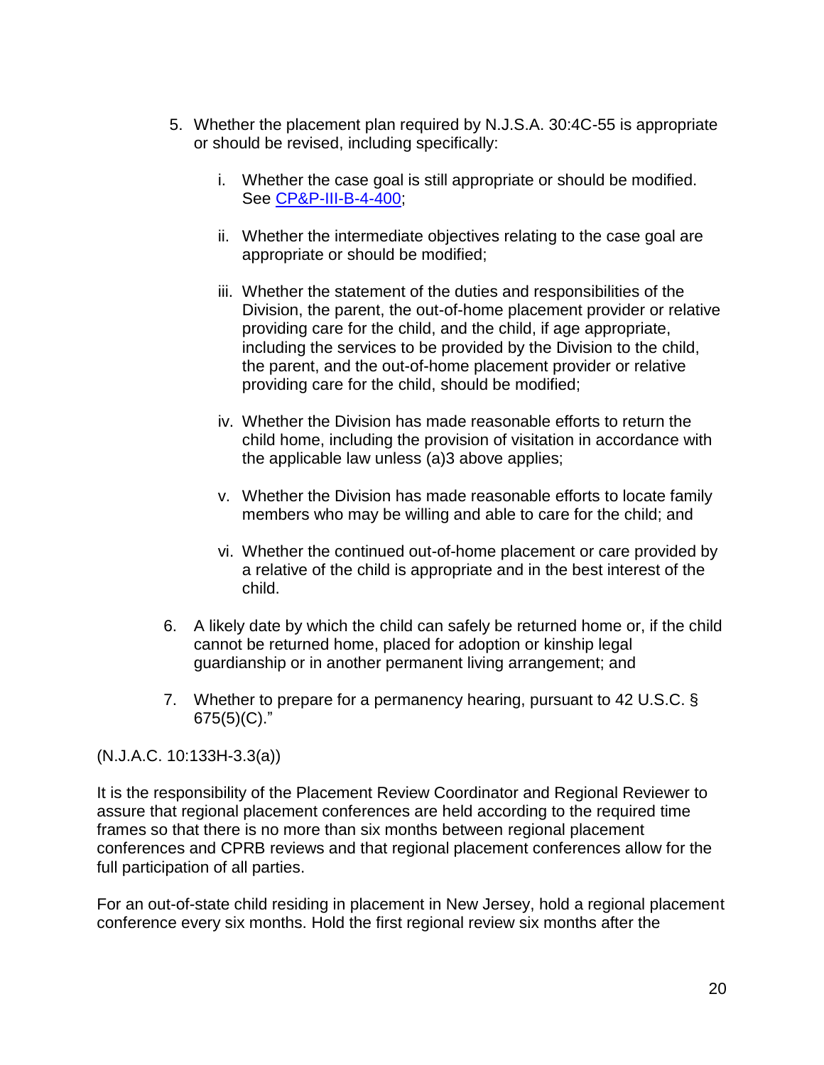5. Whether the placement plan required by N.J.S.A. 30:4C-55 is appropriate or should be revised, including specifically:

    i. Whether the case goal is still appropriate or should be modified. See [CP&P-III-B-4-400](CP&P-III-B-4-400);

    ii. Whether the intermediate objectives relating to the case goal are appropriate or should be modified;

    iii. Whether the statement of the duties and responsibilities of the Division, the parent, the out-of-home placement provider or relative providing care for the child, and the child, if age appropriate, including the services to be provided by the Division to the child, the parent, and the out-of-home placement provider or relative providing care for the child, should be modified;

    iv. Whether the Division has made reasonable efforts to return the child home, including the provision of visitation in accordance with the applicable law unless (a)3 above applies;

    v. Whether the Division has made reasonable efforts to locate family members who may be willing and able to care for the child; and

    vi. Whether the continued out-of-home placement or care provided by a relative of the child is appropriate and in the best interest of the child.

6. A likely date by which the child can safely be returned home or, if the child cannot be returned home, placed for adoption or kinship legal guardianship or in another permanent living arrangement; and

7. Whether to prepare for a permanency hearing, pursuant to 42 U.S.C. § 675(5)(C)."

(N.J.A.C. 10:133H-3.3(a))

It is the responsibility of the Placement Review Coordinator and Regional Reviewer to assure that regional placement conferences are held according to the required time frames so that there is no more than six months between regional placement conferences and CPRB reviews and that regional placement conferences allow for the full participation of all parties.

For an out-of-state child residing in placement in New Jersey, hold a regional placement conference every six months. Hold the first regional review six months after the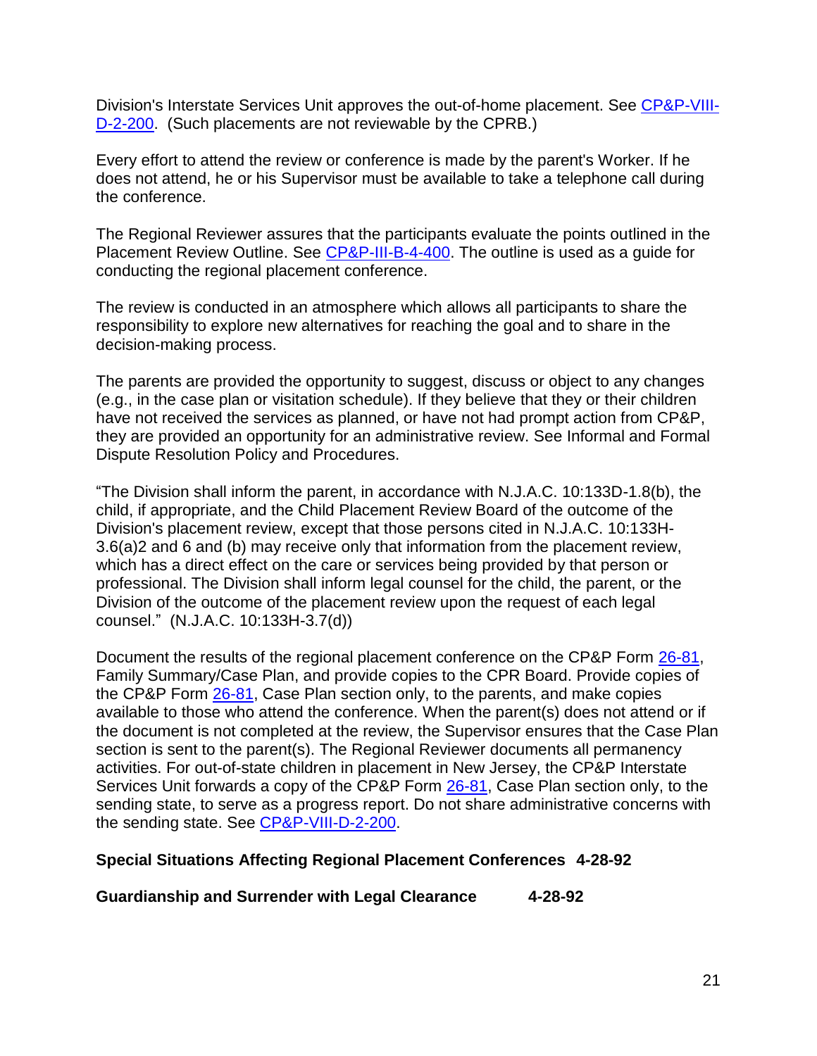Division's Interstate Services Unit approves the out-of-home placement. See [CP&P-VIII-D-2-200](). (Such placements are not reviewable by the CPRB.)

Every effort to attend the review or conference is made by the parent's Worker. If he does not attend, he or his Supervisor must be available to take a telephone call during the conference.

The Regional Reviewer assures that the participants evaluate the points outlined in the Placement Review Outline. See [CP&P-III-B-4-400](). The outline is used as a guide for conducting the regional placement conference.

The review is conducted in an atmosphere which allows all participants to share the responsibility to explore new alternatives for reaching the goal and to share in the decision-making process.

The parents are provided the opportunity to suggest, discuss or object to any changes (e.g., in the case plan or visitation schedule). If they believe that they or their children have not received the services as planned, or have not had prompt action from CP&P, they are provided an opportunity for an administrative review. See Informal and Formal Dispute Resolution Policy and Procedures.

"The Division shall inform the parent, in accordance with N.J.A.C. 10:133D-1.8(b), the child, if appropriate, and the Child Placement Review Board of the outcome of the Division's placement review, except that those persons cited in N.J.A.C. 10:133H-3.6(a)2 and 6 and (b) may receive only that information from the placement review, which has a direct effect on the care or services being provided by that person or professional. The Division shall inform legal counsel for the child, the parent, or the Division of the outcome of the placement review upon the request of each legal counsel." (N.J.A.C. 10:133H-3.7(d))

Document the results of the regional placement conference on the CP&P Form [26-81](), Family Summary/Case Plan, and provide copies to the CPR Board. Provide copies of the CP&P Form [26-81](), Case Plan section only, to the parents, and make copies available to those who attend the conference. When the parent(s) does not attend or if the document is not completed at the review, the Supervisor ensures that the Case Plan section is sent to the parent(s). The Regional Reviewer documents all permanency activities. For out-of-state children in placement in New Jersey, the CP&P Interstate Services Unit forwards a copy of the CP&P Form [26-81](), Case Plan section only, to the sending state, to serve as a progress report. Do not share administrative concerns with the sending state. See [CP&P-VIII-D-2-200]().

**Special Situations Affecting Regional Placement Conferences 4-28-92**

**Guardianship and Surrender with Legal Clearance 4-28-92**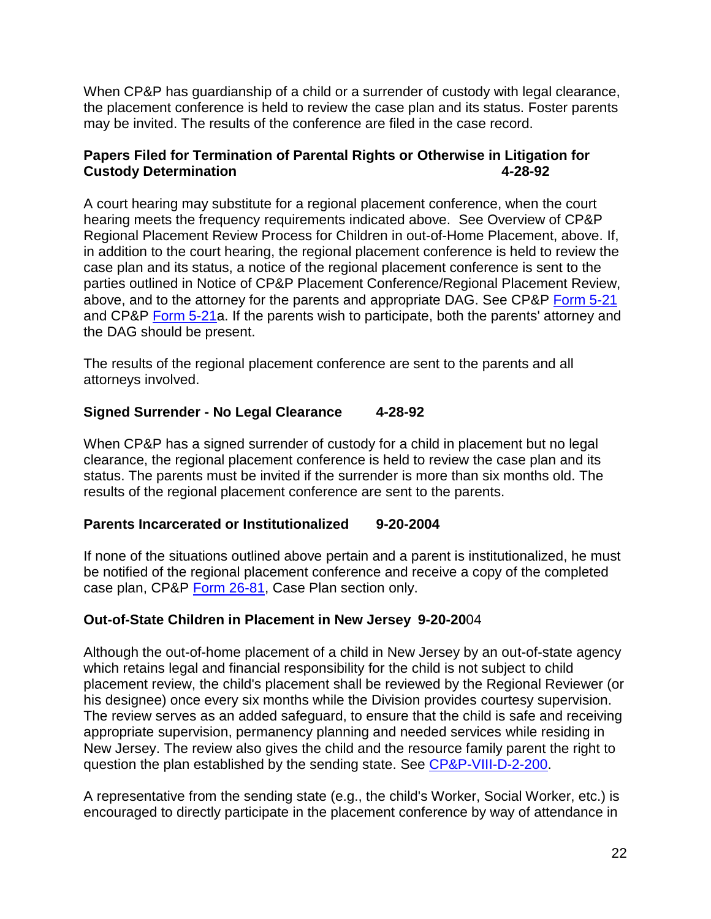When CP&P has guardianship of a child or a surrender of custody with legal clearance, the placement conference is held to review the case plan and its status. Foster parents may be invited. The results of the conference are filed in the case record.

**Papers Filed for Termination of Parental Rights or Otherwise in Litigation for Custody Determination 4-28-92**

A court hearing may substitute for a regional placement conference, when the court hearing meets the frequency requirements indicated above. See Overview of CP&P Regional Placement Review Process for Children in out-of-Home Placement, above. If, in addition to the court hearing, the regional placement conference is held to review the case plan and its status, a notice of the regional placement conference is sent to the parties outlined in Notice of CP&P Placement Conference/Regional Placement Review, above, and to the attorney for the parents and appropriate DAG. See CP&P Form 5-21 and CP&P Form 5-21a. If the parents wish to participate, both the parents' attorney and the DAG should be present.

The results of the regional placement conference are sent to the parents and all attorneys involved.

**Signed Surrender - No Legal Clearance 4-28-92**

When CP&P has a signed surrender of custody for a child in placement but no legal clearance, the regional placement conference is held to review the case plan and its status. The parents must be invited if the surrender is more than six months old. The results of the regional placement conference are sent to the parents.

**Parents Incarcerated or Institutionalized 9-20-2004**

If none of the situations outlined above pertain and a parent is institutionalized, he must be notified of the regional placement conference and receive a copy of the completed case plan, CP&P Form 26-81, Case Plan section only.

**Out-of-State Children in Placement in New Jersey 9-20-20**04

Although the out-of-home placement of a child in New Jersey by an out-of-state agency which retains legal and financial responsibility for the child is not subject to child placement review, the child's placement shall be reviewed by the Regional Reviewer (or his designee) once every six months while the Division provides courtesy supervision. The review serves as an added safeguard, to ensure that the child is safe and receiving appropriate supervision, permanency planning and needed services while residing in New Jersey. The review also gives the child and the resource family parent the right to question the plan established by the sending state. See CP&P-VIII-D-2-200.

A representative from the sending state (e.g., the child's Worker, Social Worker, etc.) is encouraged to directly participate in the placement conference by way of attendance in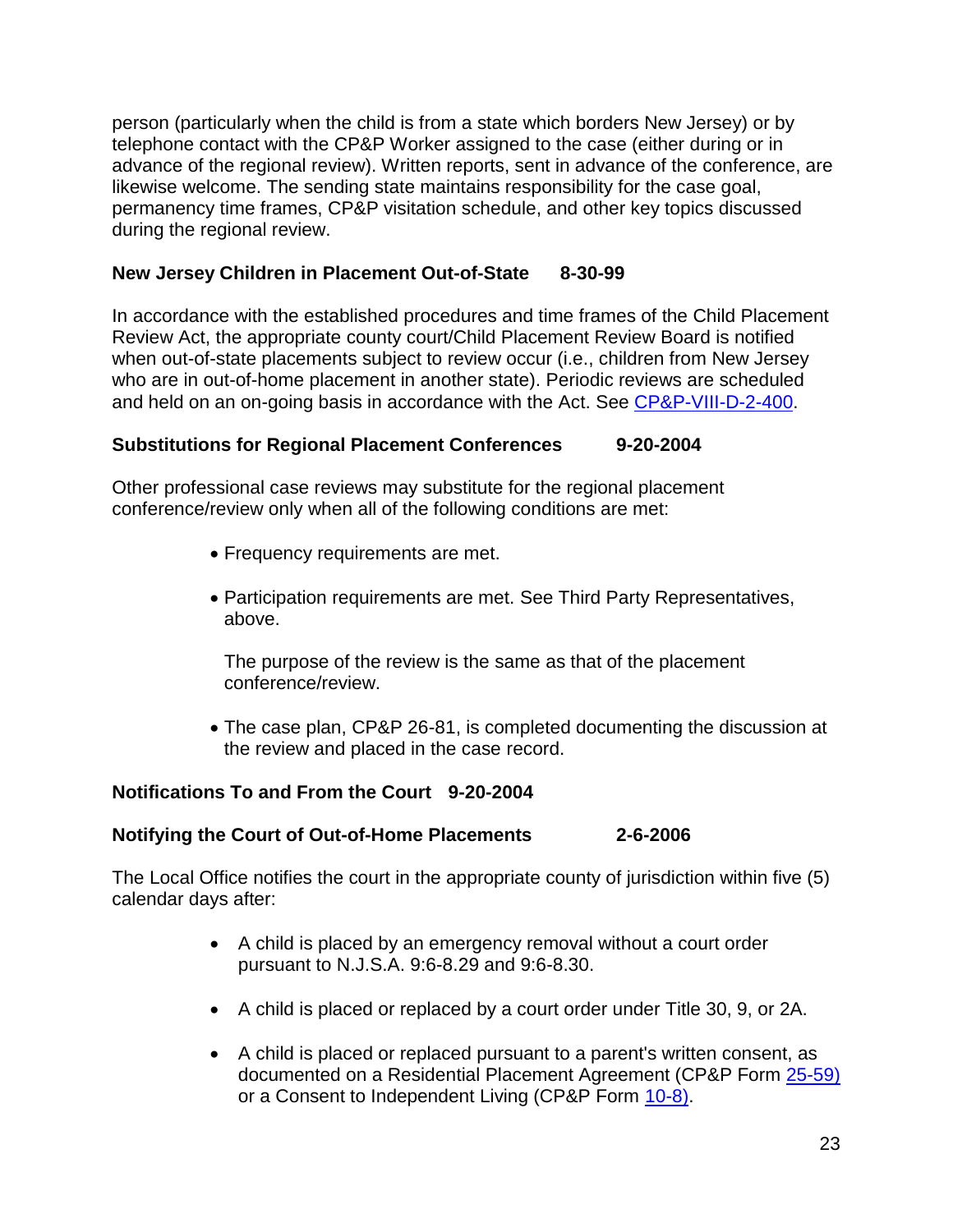person (particularly when the child is from a state which borders New Jersey) or by telephone contact with the CP&P Worker assigned to the case (either during or in advance of the regional review). Written reports, sent in advance of the conference, are likewise welcome. The sending state maintains responsibility for the case goal, permanency time frames, CP&P visitation schedule, and other key topics discussed during the regional review.

**New Jersey Children in Placement Out-of-State 8-30-99**

In accordance with the established procedures and time frames of the Child Placement Review Act, the appropriate county court/Child Placement Review Board is notified when out-of-state placements subject to review occur (i.e., children from New Jersey who are in out-of-home placement in another state). Periodic reviews are scheduled and held on an on-going basis in accordance with the Act. See CP&P-VIII-D-2-400.

**Substitutions for Regional Placement Conferences 9-20-2004**

Other professional case reviews may substitute for the regional placement conference/review only when all of the following conditions are met:

- Frequency requirements are met.
- Participation requirements are met. See Third Party Representatives, above.

  The purpose of the review is the same as that of the placement conference/review.

- The case plan, CP&P 26-81, is completed documenting the discussion at the review and placed in the case record.

**Notifications To and From the Court 9-20-2004**

**Notifying the Court of Out-of-Home Placements 2-6-2006**

The Local Office notifies the court in the appropriate county of jurisdiction within five (5) calendar days after:

- A child is placed by an emergency removal without a court order pursuant to N.J.S.A. 9:6-8.29 and 9:6-8.30.
- A child is placed or replaced by a court order under Title 30, 9, or 2A.
- A child is placed or replaced pursuant to a parent's written consent, as documented on a Residential Placement Agreement (CP&P Form 25-59) or a Consent to Independent Living (CP&P Form 10-8).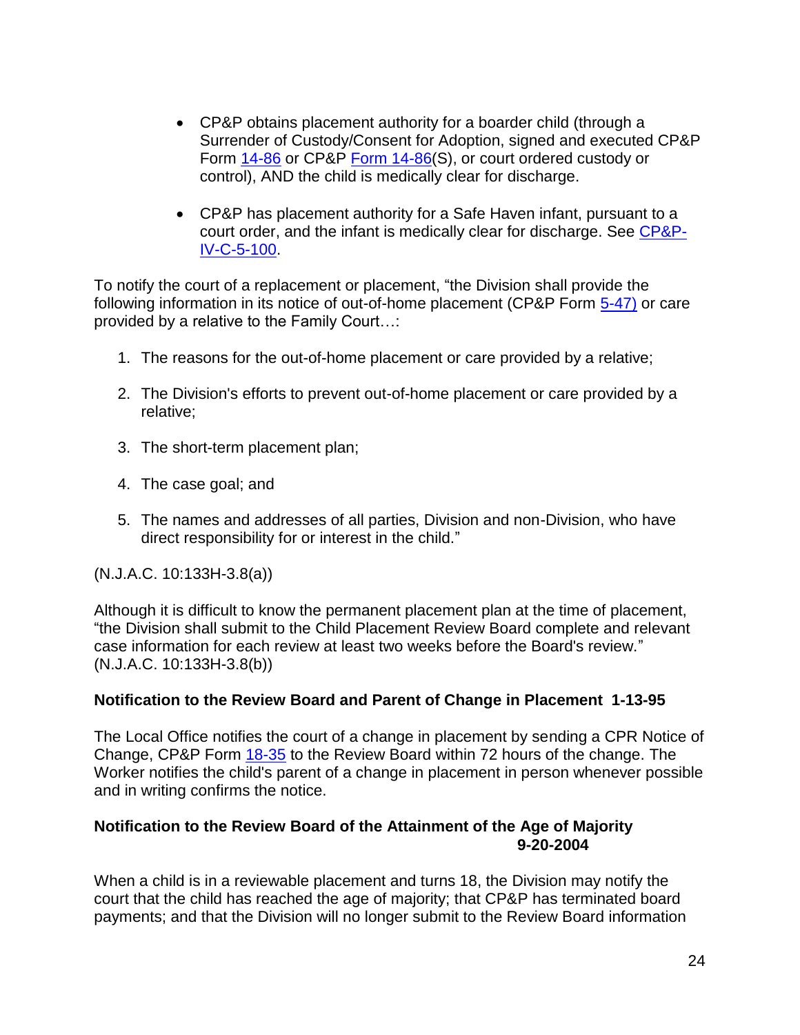- CP&P obtains placement authority for a boarder child (through a Surrender of Custody/Consent for Adoption, signed and executed CP&P Form 14-86 or CP&P Form 14-86(S), or court ordered custody or control), AND the child is medically clear for discharge.

- CP&P has placement authority for a Safe Haven infant, pursuant to a court order, and the infant is medically clear for discharge. See CP&P-IV-C-5-100.

To notify the court of a replacement or placement, "the Division shall provide the following information in its notice of out-of-home placement (CP&P Form 5-47) or care provided by a relative to the Family Court…:

1. The reasons for the out-of-home placement or care provided by a relative;

2. The Division's efforts to prevent out-of-home placement or care provided by a relative;

3. The short-term placement plan;

4. The case goal; and

5. The names and addresses of all parties, Division and non-Division, who have direct responsibility for or interest in the child."

(N.J.A.C. 10:133H-3.8(a))

Although it is difficult to know the permanent placement plan at the time of placement, "the Division shall submit to the Child Placement Review Board complete and relevant case information for each review at least two weeks before the Board's review." (N.J.A.C. 10:133H-3.8(b))

**Notification to the Review Board and Parent of Change in Placement 1-13-95**

The Local Office notifies the court of a change in placement by sending a CPR Notice of Change, CP&P Form 18-35 to the Review Board within 72 hours of the change. The Worker notifies the child's parent of a change in placement in person whenever possible and in writing confirms the notice.

**Notification to the Review Board of the Attainment of the Age of Majority 9-20-2004**

When a child is in a reviewable placement and turns 18, the Division may notify the court that the child has reached the age of majority; that CP&P has terminated board payments; and that the Division will no longer submit to the Review Board information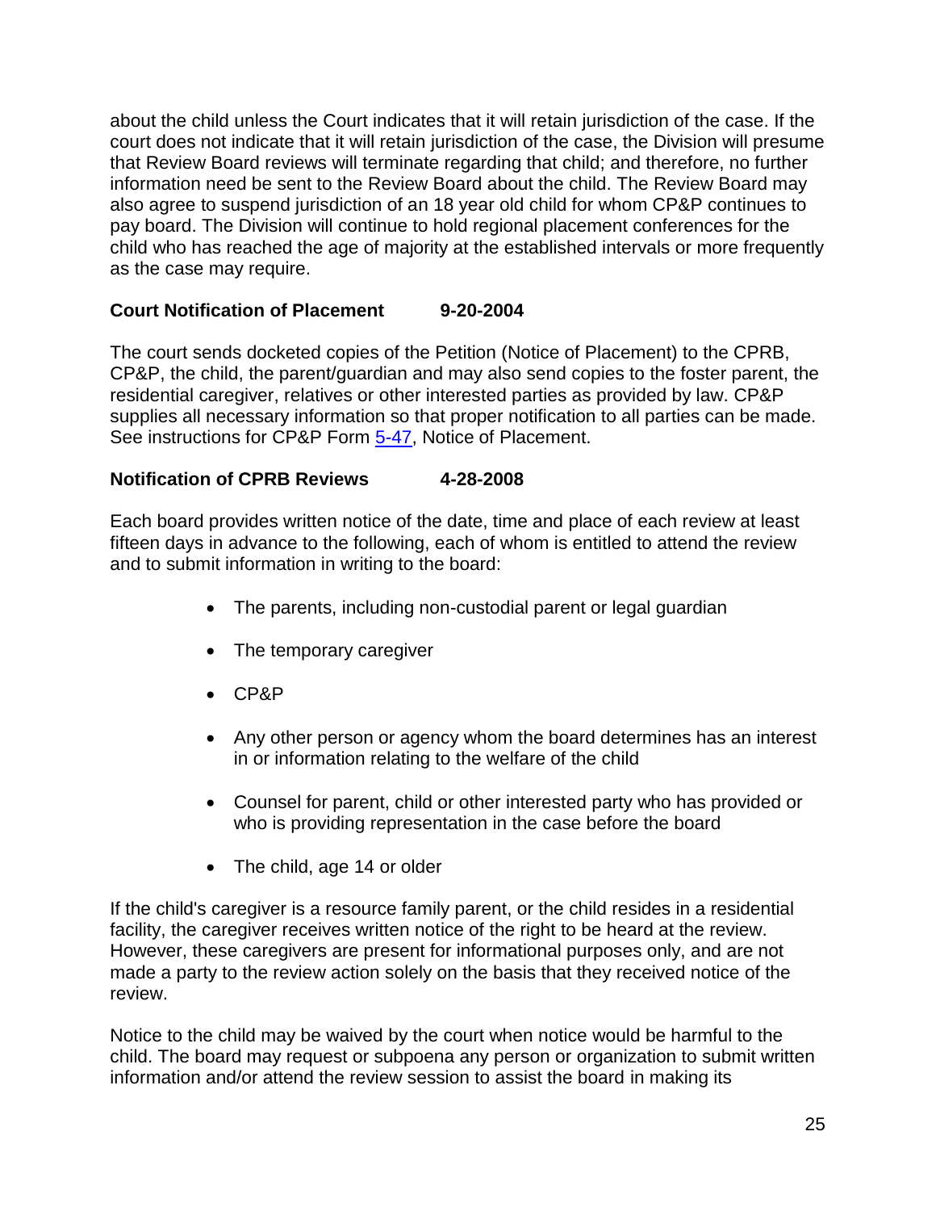about the child unless the Court indicates that it will retain jurisdiction of the case. If the court does not indicate that it will retain jurisdiction of the case, the Division will presume that Review Board reviews will terminate regarding that child; and therefore, no further information need be sent to the Review Board about the child. The Review Board may also agree to suspend jurisdiction of an 18 year old child for whom CP&P continues to pay board. The Division will continue to hold regional placement conferences for the child who has reached the age of majority at the established intervals or more frequently as the case may require.

**Court Notification of Placement 9-20-2004**

The court sends docketed copies of the Petition (Notice of Placement) to the CPRB, CP&P, the child, the parent/guardian and may also send copies to the foster parent, the residential caregiver, relatives or other interested parties as provided by law. CP&P supplies all necessary information so that proper notification to all parties can be made. See instructions for CP&P Form 5-47, Notice of Placement.

**Notification of CPRB Reviews 4-28-2008**

Each board provides written notice of the date, time and place of each review at least fifteen days in advance to the following, each of whom is entitled to attend the review and to submit information in writing to the board:

- The parents, including non-custodial parent or legal guardian
- The temporary caregiver
- CP&P
- Any other person or agency whom the board determines has an interest in or information relating to the welfare of the child
- Counsel for parent, child or other interested party who has provided or who is providing representation in the case before the board
- The child, age 14 or older

If the child's caregiver is a resource family parent, or the child resides in a residential facility, the caregiver receives written notice of the right to be heard at the review. However, these caregivers are present for informational purposes only, and are not made a party to the review action solely on the basis that they received notice of the review.

Notice to the child may be waived by the court when notice would be harmful to the child. The board may request or subpoena any person or organization to submit written information and/or attend the review session to assist the board in making its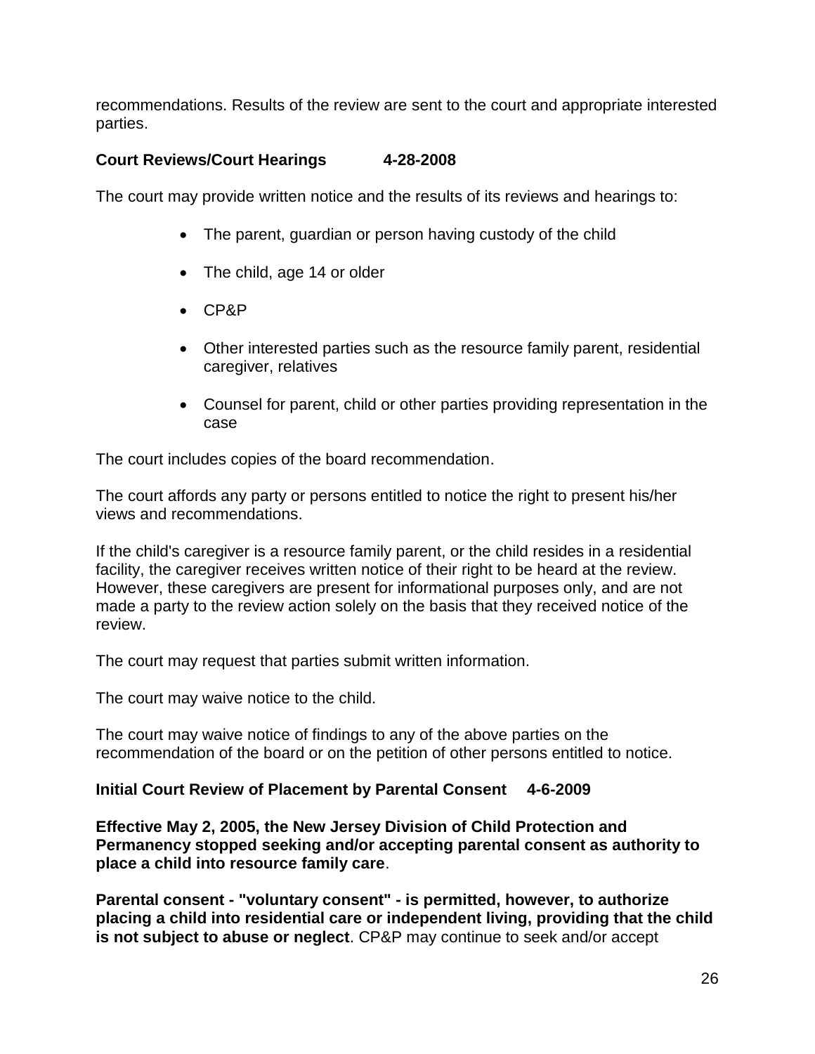recommendations. Results of the review are sent to the court and appropriate interested parties.

**Court Reviews/Court Hearings 4-28-2008**

The court may provide written notice and the results of its reviews and hearings to:

- The parent, guardian or person having custody of the child
- The child, age 14 or older
- CP&P
- Other interested parties such as the resource family parent, residential caregiver, relatives
- Counsel for parent, child or other parties providing representation in the case

The court includes copies of the board recommendation.

The court affords any party or persons entitled to notice the right to present his/her views and recommendations.

If the child's caregiver is a resource family parent, or the child resides in a residential facility, the caregiver receives written notice of their right to be heard at the review. However, these caregivers are present for informational purposes only, and are not made a party to the review action solely on the basis that they received notice of the review.

The court may request that parties submit written information.

The court may waive notice to the child.

The court may waive notice of findings to any of the above parties on the recommendation of the board or on the petition of other persons entitled to notice.

**Initial Court Review of Placement by Parental Consent 4-6-2009**

**Effective May 2, 2005, the New Jersey Division of Child Protection and Permanency stopped seeking and/or accepting parental consent as authority to place a child into resource family care**.

**Parental consent - "voluntary consent" - is permitted, however, to authorize placing a child into residential care or independent living, providing that the child is not subject to abuse or neglect**. CP&P may continue to seek and/or accept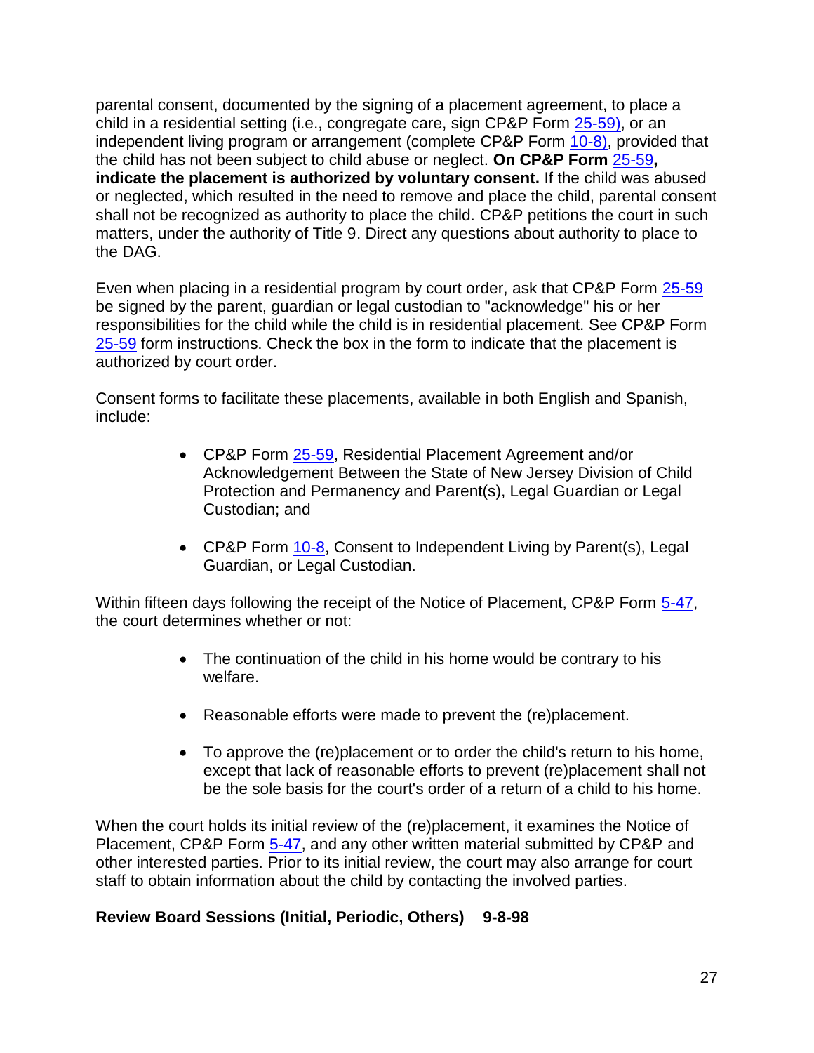parental consent, documented by the signing of a placement agreement, to place a child in a residential setting (i.e., congregate care, sign CP&P Form 25-59), or an independent living program or arrangement (complete CP&P Form 10-8), provided that the child has not been subject to child abuse or neglect. **On CP&P Form 25-59, indicate the placement is authorized by voluntary consent.** If the child was abused or neglected, which resulted in the need to remove and place the child, parental consent shall not be recognized as authority to place the child. CP&P petitions the court in such matters, under the authority of Title 9. Direct any questions about authority to place to the DAG.

Even when placing in a residential program by court order, ask that CP&P Form 25-59 be signed by the parent, guardian or legal custodian to "acknowledge" his or her responsibilities for the child while the child is in residential placement. See CP&P Form 25-59 form instructions. Check the box in the form to indicate that the placement is authorized by court order.

Consent forms to facilitate these placements, available in both English and Spanish, include:

- CP&P Form 25-59, Residential Placement Agreement and/or Acknowledgement Between the State of New Jersey Division of Child Protection and Permanency and Parent(s), Legal Guardian or Legal Custodian; and
- CP&P Form 10-8, Consent to Independent Living by Parent(s), Legal Guardian, or Legal Custodian.

Within fifteen days following the receipt of the Notice of Placement, CP&P Form 5-47, the court determines whether or not:

- The continuation of the child in his home would be contrary to his welfare.
- Reasonable efforts were made to prevent the (re)placement.
- To approve the (re)placement or to order the child's return to his home, except that lack of reasonable efforts to prevent (re)placement shall not be the sole basis for the court's order of a return of a child to his home.

When the court holds its initial review of the (re)placement, it examines the Notice of Placement, CP&P Form 5-47, and any other written material submitted by CP&P and other interested parties. Prior to its initial review, the court may also arrange for court staff to obtain information about the child by contacting the involved parties.

**Review Board Sessions (Initial, Periodic, Others) 9-8-98**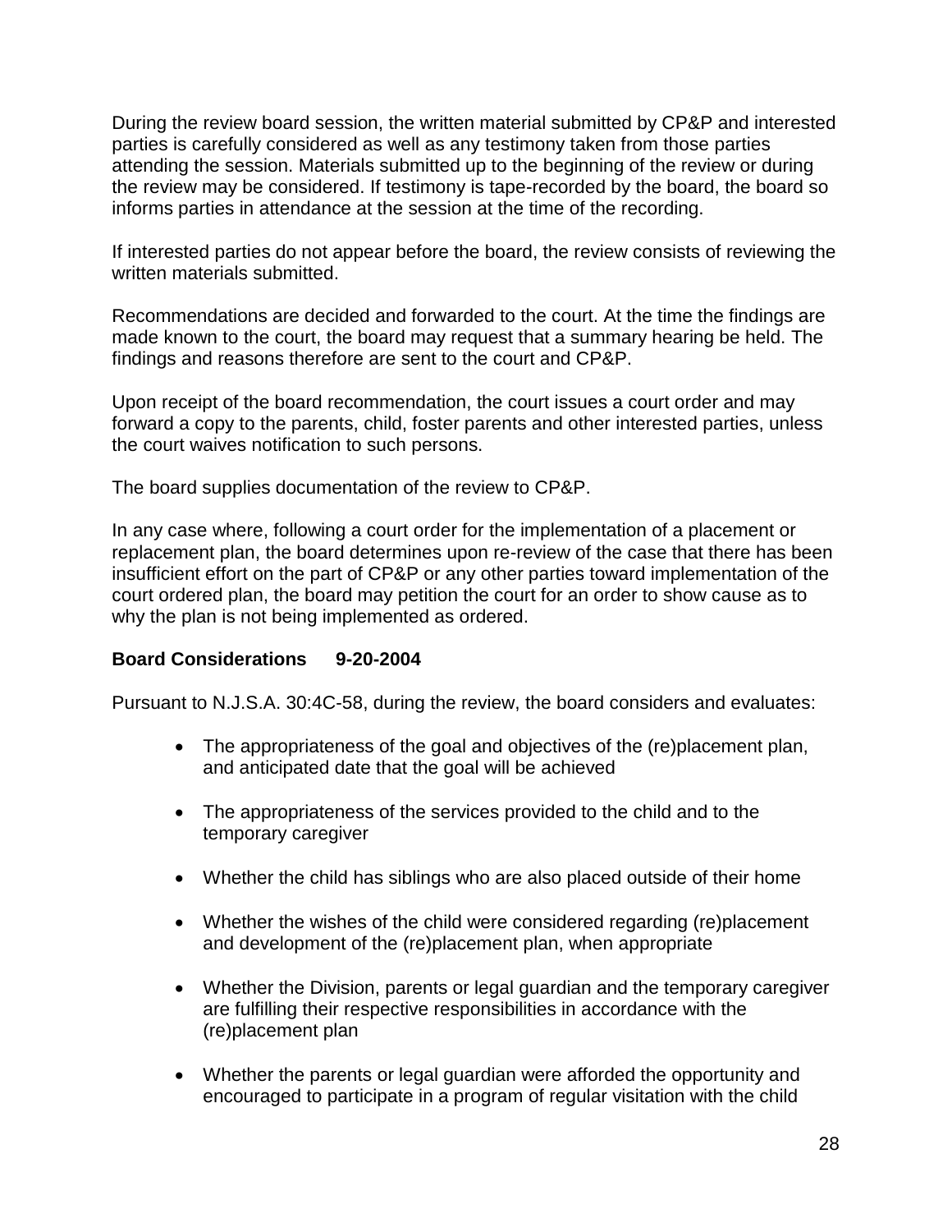During the review board session, the written material submitted by CP&P and interested parties is carefully considered as well as any testimony taken from those parties attending the session. Materials submitted up to the beginning of the review or during the review may be considered. If testimony is tape-recorded by the board, the board so informs parties in attendance at the session at the time of the recording.

If interested parties do not appear before the board, the review consists of reviewing the written materials submitted.

Recommendations are decided and forwarded to the court. At the time the findings are made known to the court, the board may request that a summary hearing be held. The findings and reasons therefore are sent to the court and CP&P.

Upon receipt of the board recommendation, the court issues a court order and may forward a copy to the parents, child, foster parents and other interested parties, unless the court waives notification to such persons.

The board supplies documentation of the review to CP&P.

In any case where, following a court order for the implementation of a placement or replacement plan, the board determines upon re-review of the case that there has been insufficient effort on the part of CP&P or any other parties toward implementation of the court ordered plan, the board may petition the court for an order to show cause as to why the plan is not being implemented as ordered.

**Board Considerations 9-20-2004**

Pursuant to N.J.S.A. 30:4C-58, during the review, the board considers and evaluates:

- The appropriateness of the goal and objectives of the (re)placement plan, and anticipated date that the goal will be achieved
- The appropriateness of the services provided to the child and to the temporary caregiver
- Whether the child has siblings who are also placed outside of their home
- Whether the wishes of the child were considered regarding (re)placement and development of the (re)placement plan, when appropriate
- Whether the Division, parents or legal guardian and the temporary caregiver are fulfilling their respective responsibilities in accordance with the (re)placement plan
- Whether the parents or legal guardian were afforded the opportunity and encouraged to participate in a program of regular visitation with the child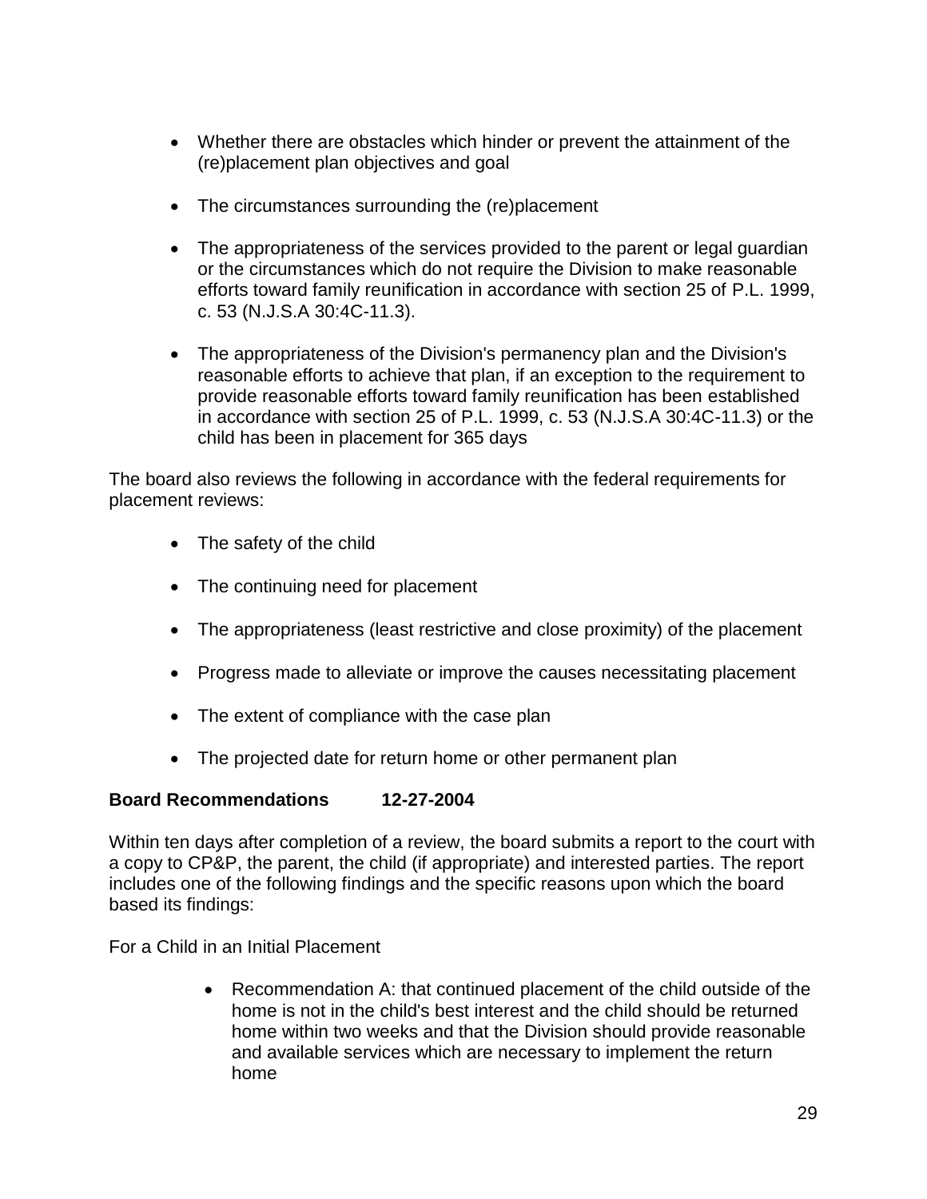- Whether there are obstacles which hinder or prevent the attainment of the (re)placement plan objectives and goal

- The circumstances surrounding the (re)placement

- The appropriateness of the services provided to the parent or legal guardian or the circumstances which do not require the Division to make reasonable efforts toward family reunification in accordance with section 25 of P.L. 1999, c. 53 (N.J.S.A 30:4C-11.3).

- The appropriateness of the Division's permanency plan and the Division's reasonable efforts to achieve that plan, if an exception to the requirement to provide reasonable efforts toward family reunification has been established in accordance with section 25 of P.L. 1999, c. 53 (N.J.S.A 30:4C-11.3) or the child has been in placement for 365 days

The board also reviews the following in accordance with the federal requirements for placement reviews:

- The safety of the child

- The continuing need for placement

- The appropriateness (least restrictive and close proximity) of the placement

- Progress made to alleviate or improve the causes necessitating placement

- The extent of compliance with the case plan

- The projected date for return home or other permanent plan

**Board Recommendations 12-27-2004**

Within ten days after completion of a review, the board submits a report to the court with a copy to CP&P, the parent, the child (if appropriate) and interested parties. The report includes one of the following findings and the specific reasons upon which the board based its findings:

For a Child in an Initial Placement

- Recommendation A: that continued placement of the child outside of the home is not in the child's best interest and the child should be returned home within two weeks and that the Division should provide reasonable and available services which are necessary to implement the return home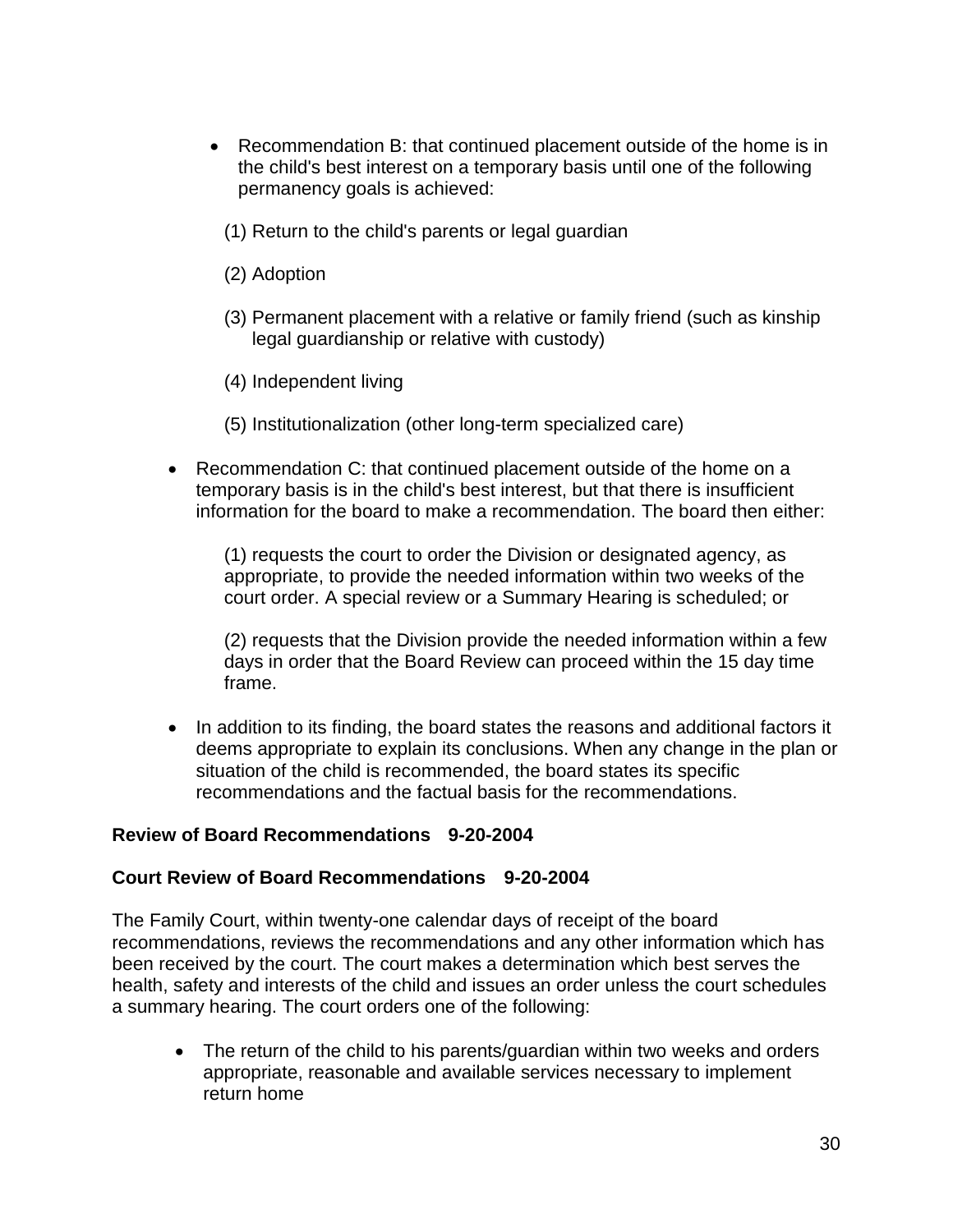- Recommendation B: that continued placement outside of the home is in the child's best interest on a temporary basis until one of the following permanency goals is achieved:

  (1) Return to the child's parents or legal guardian

  (2) Adoption

  (3) Permanent placement with a relative or family friend (such as kinship legal guardianship or relative with custody)

  (4) Independent living

  (5) Institutionalization (other long-term specialized care)

- Recommendation C: that continued placement outside of the home on a temporary basis is in the child's best interest, but that there is insufficient information for the board to make a recommendation. The board then either:

  (1) requests the court to order the Division or designated agency, as appropriate, to provide the needed information within two weeks of the court order. A special review or a Summary Hearing is scheduled; or

  (2) requests that the Division provide the needed information within a few days in order that the Board Review can proceed within the 15 day time frame.

- In addition to its finding, the board states the reasons and additional factors it deems appropriate to explain its conclusions. When any change in the plan or situation of the child is recommended, the board states its specific recommendations and the factual basis for the recommendations.

**Review of Board Recommendations 9-20-2004**

**Court Review of Board Recommendations 9-20-2004**

The Family Court, within twenty-one calendar days of receipt of the board recommendations, reviews the recommendations and any other information which has been received by the court. The court makes a determination which best serves the health, safety and interests of the child and issues an order unless the court schedules a summary hearing. The court orders one of the following:

- The return of the child to his parents/guardian within two weeks and orders appropriate, reasonable and available services necessary to implement return home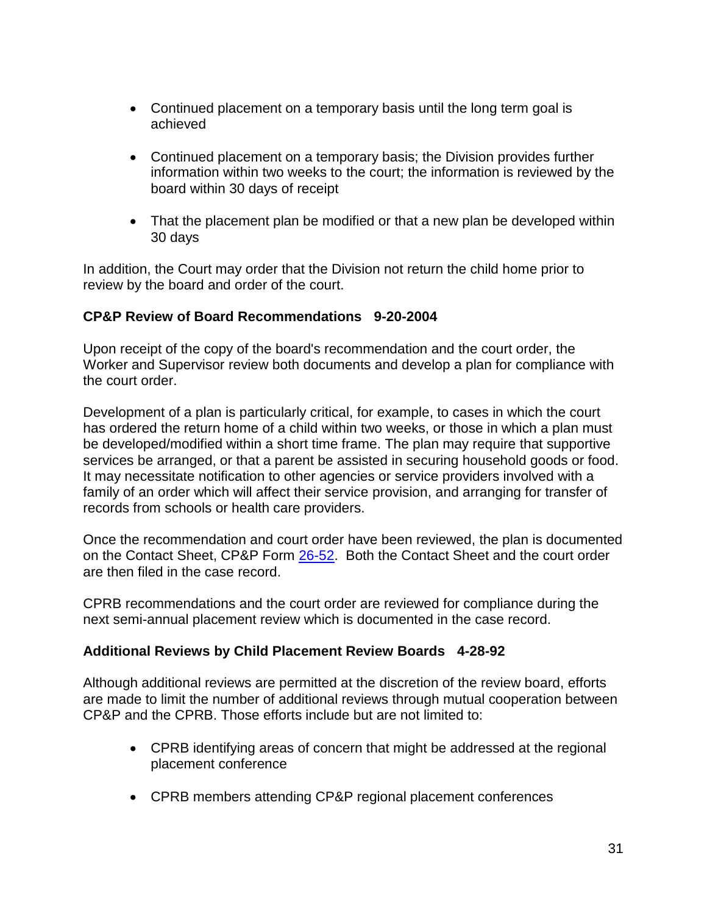- Continued placement on a temporary basis until the long term goal is achieved

- Continued placement on a temporary basis; the Division provides further information within two weeks to the court; the information is reviewed by the board within 30 days of receipt

- That the placement plan be modified or that a new plan be developed within 30 days

In addition, the Court may order that the Division not return the child home prior to review by the board and order of the court.

**CP&P Review of Board Recommendations 9-20-2004**

Upon receipt of the copy of the board's recommendation and the court order, the Worker and Supervisor review both documents and develop a plan for compliance with the court order.

Development of a plan is particularly critical, for example, to cases in which the court has ordered the return home of a child within two weeks, or those in which a plan must be developed/modified within a short time frame. The plan may require that supportive services be arranged, or that a parent be assisted in securing household goods or food. It may necessitate notification to other agencies or service providers involved with a family of an order which will affect their service provision, and arranging for transfer of records from schools or health care providers.

Once the recommendation and court order have been reviewed, the plan is documented on the Contact Sheet, CP&P Form 26-52. Both the Contact Sheet and the court order are then filed in the case record.

CPRB recommendations and the court order are reviewed for compliance during the next semi-annual placement review which is documented in the case record.

**Additional Reviews by Child Placement Review Boards 4-28-92**

Although additional reviews are permitted at the discretion of the review board, efforts are made to limit the number of additional reviews through mutual cooperation between CP&P and the CPRB. Those efforts include but are not limited to:

- CPRB identifying areas of concern that might be addressed at the regional placement conference

- CPRB members attending CP&P regional placement conferences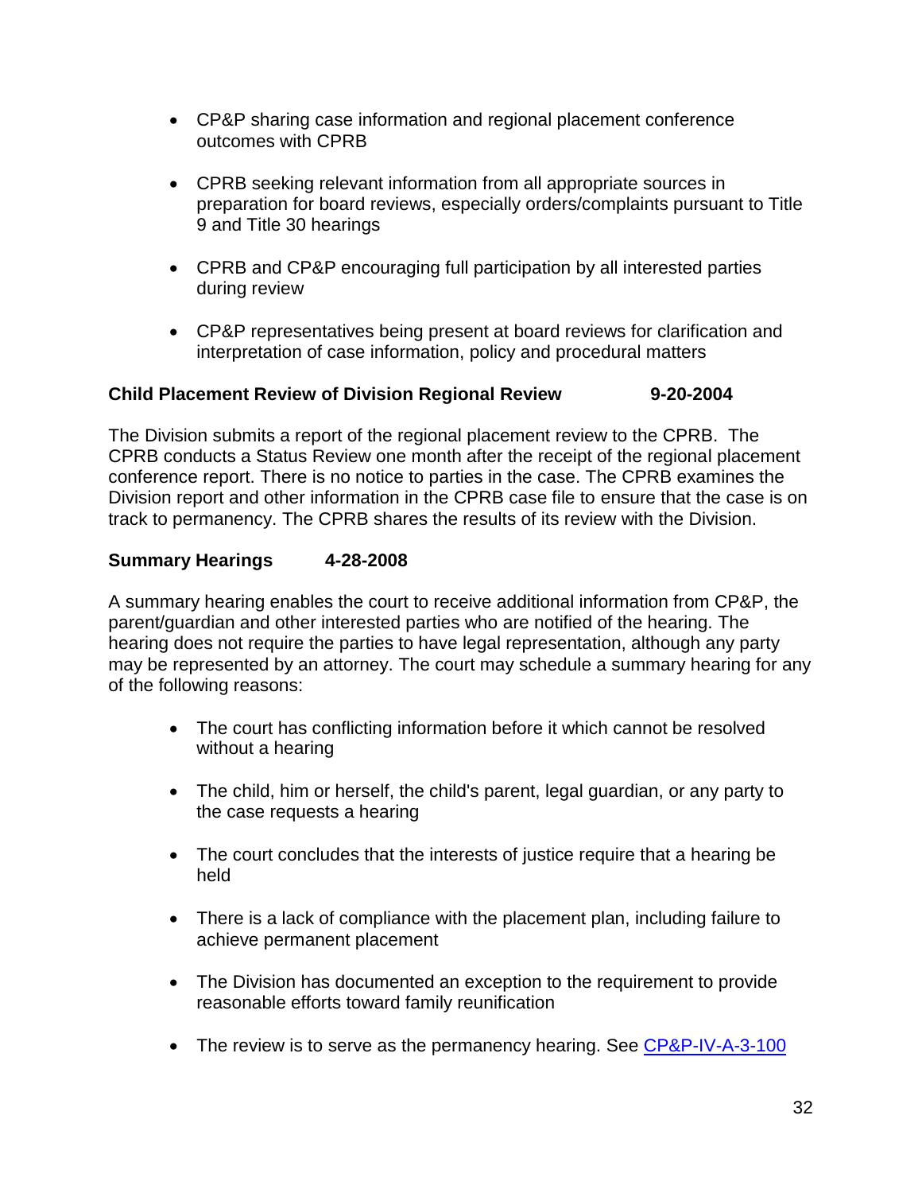- CP&P sharing case information and regional placement conference outcomes with CPRB
- CPRB seeking relevant information from all appropriate sources in preparation for board reviews, especially orders/complaints pursuant to Title 9 and Title 30 hearings
- CPRB and CP&P encouraging full participation by all interested parties during review
- CP&P representatives being present at board reviews for clarification and interpretation of case information, policy and procedural matters

**Child Placement Review of Division Regional Review 9-20-2004**

The Division submits a report of the regional placement review to the CPRB. The CPRB conducts a Status Review one month after the receipt of the regional placement conference report. There is no notice to parties in the case. The CPRB examines the Division report and other information in the CPRB case file to ensure that the case is on track to permanency. The CPRB shares the results of its review with the Division.

**Summary Hearings 4-28-2008**

A summary hearing enables the court to receive additional information from CP&P, the parent/guardian and other interested parties who are notified of the hearing. The hearing does not require the parties to have legal representation, although any party may be represented by an attorney. The court may schedule a summary hearing for any of the following reasons:

- The court has conflicting information before it which cannot be resolved without a hearing
- The child, him or herself, the child's parent, legal guardian, or any party to the case requests a hearing
- The court concludes that the interests of justice require that a hearing be held
- There is a lack of compliance with the placement plan, including failure to achieve permanent placement
- The Division has documented an exception to the requirement to provide reasonable efforts toward family reunification
- The review is to serve as the permanency hearing. See CP&P-IV-A-3-100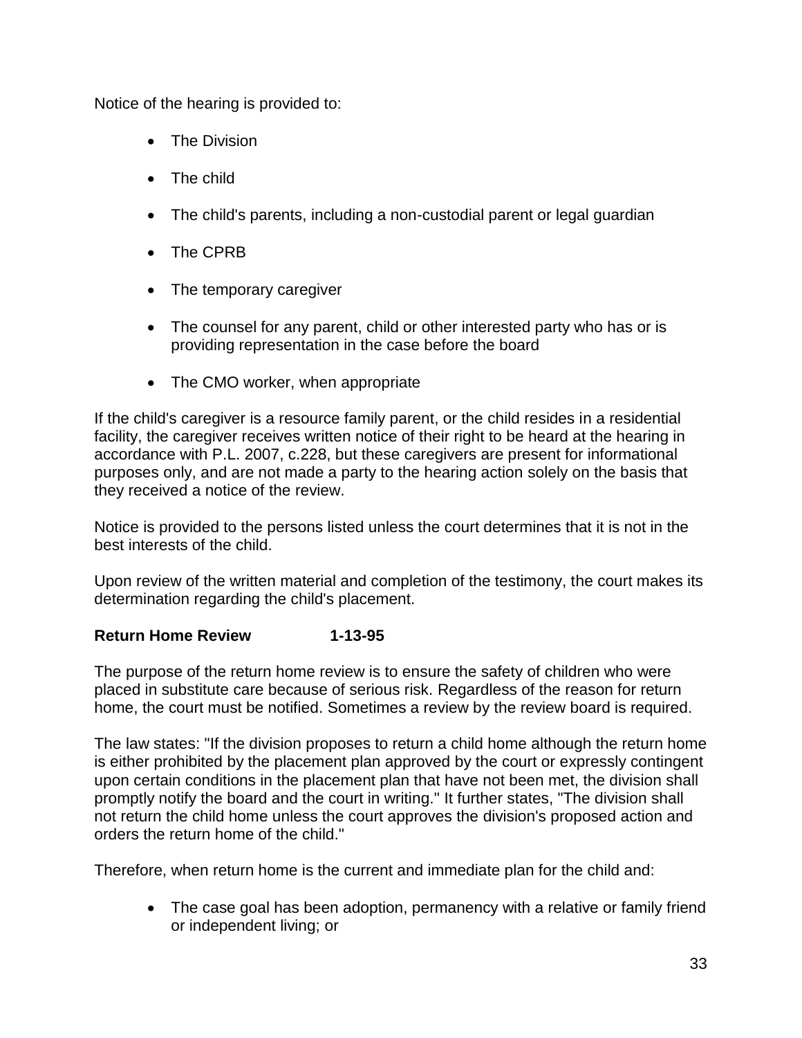Notice of the hearing is provided to:

- The Division
- The child
- The child's parents, including a non-custodial parent or legal guardian
- The CPRB
- The temporary caregiver
- The counsel for any parent, child or other interested party who has or is providing representation in the case before the board
- The CMO worker, when appropriate

If the child's caregiver is a resource family parent, or the child resides in a residential facility, the caregiver receives written notice of their right to be heard at the hearing in accordance with P.L. 2007, c.228, but these caregivers are present for informational purposes only, and are not made a party to the hearing action solely on the basis that they received a notice of the review.

Notice is provided to the persons listed unless the court determines that it is not in the best interests of the child.

Upon review of the written material and completion of the testimony, the court makes its determination regarding the child's placement.

**Return Home Review 1-13-95**

The purpose of the return home review is to ensure the safety of children who were placed in substitute care because of serious risk. Regardless of the reason for return home, the court must be notified. Sometimes a review by the review board is required.

The law states: "If the division proposes to return a child home although the return home is either prohibited by the placement plan approved by the court or expressly contingent upon certain conditions in the placement plan that have not been met, the division shall promptly notify the board and the court in writing." It further states, "The division shall not return the child home unless the court approves the division's proposed action and orders the return home of the child."

Therefore, when return home is the current and immediate plan for the child and:

- The case goal has been adoption, permanency with a relative or family friend or independent living; or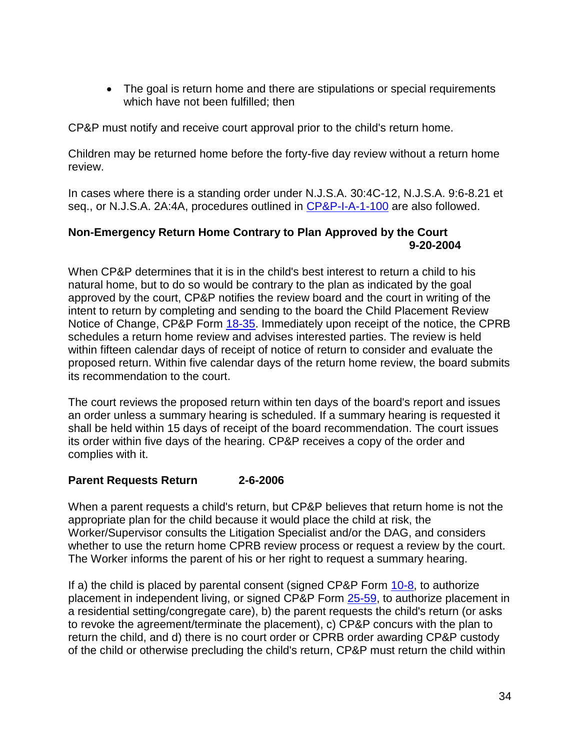- The goal is return home and there are stipulations or special requirements which have not been fulfilled; then

CP&P must notify and receive court approval prior to the child's return home.

Children may be returned home before the forty-five day review without a return home review.

In cases where there is a standing order under N.J.S.A. 30:4C-12, N.J.S.A. 9:6-8.21 et seq., or N.J.S.A. 2A:4A, procedures outlined in CP&P-I-A-1-100 are also followed.

**Non-Emergency Return Home Contrary to Plan Approved by the Court 9-20-2004**

When CP&P determines that it is in the child's best interest to return a child to his natural home, but to do so would be contrary to the plan as indicated by the goal approved by the court, CP&P notifies the review board and the court in writing of the intent to return by completing and sending to the board the Child Placement Review Notice of Change, CP&P Form 18-35. Immediately upon receipt of the notice, the CPRB schedules a return home review and advises interested parties. The review is held within fifteen calendar days of receipt of notice of return to consider and evaluate the proposed return. Within five calendar days of the return home review, the board submits its recommendation to the court.

The court reviews the proposed return within ten days of the board's report and issues an order unless a summary hearing is scheduled. If a summary hearing is requested it shall be held within 15 days of receipt of the board recommendation. The court issues its order within five days of the hearing. CP&P receives a copy of the order and complies with it.

**Parent Requests Return 2-6-2006**

When a parent requests a child's return, but CP&P believes that return home is not the appropriate plan for the child because it would place the child at risk, the Worker/Supervisor consults the Litigation Specialist and/or the DAG, and considers whether to use the return home CPRB review process or request a review by the court. The Worker informs the parent of his or her right to request a summary hearing.

If a) the child is placed by parental consent (signed CP&P Form 10-8, to authorize placement in independent living, or signed CP&P Form 25-59, to authorize placement in a residential setting/congregate care), b) the parent requests the child's return (or asks to revoke the agreement/terminate the placement), c) CP&P concurs with the plan to return the child, and d) there is no court order or CPRB order awarding CP&P custody of the child or otherwise precluding the child's return, CP&P must return the child within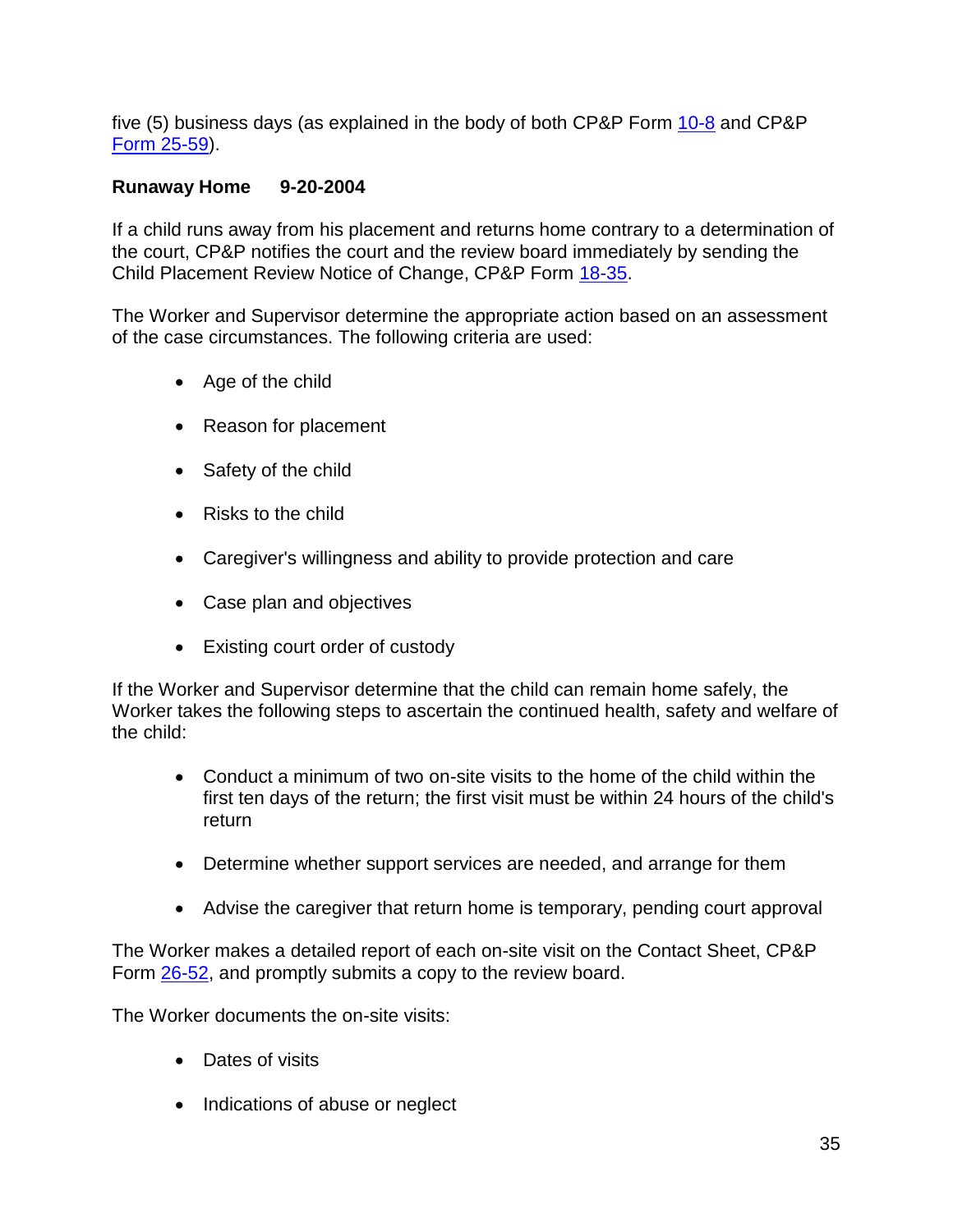five (5) business days (as explained in the body of both CP&P Form 10-8 and CP&P Form 25-59).

**Runaway Home 9-20-2004**

If a child runs away from his placement and returns home contrary to a determination of the court, CP&P notifies the court and the review board immediately by sending the Child Placement Review Notice of Change, CP&P Form 18-35.

The Worker and Supervisor determine the appropriate action based on an assessment of the case circumstances. The following criteria are used:

- Age of the child
- Reason for placement
- Safety of the child
- Risks to the child
- Caregiver's willingness and ability to provide protection and care
- Case plan and objectives
- Existing court order of custody

If the Worker and Supervisor determine that the child can remain home safely, the Worker takes the following steps to ascertain the continued health, safety and welfare of the child:

- Conduct a minimum of two on-site visits to the home of the child within the first ten days of the return; the first visit must be within 24 hours of the child's return
- Determine whether support services are needed, and arrange for them
- Advise the caregiver that return home is temporary, pending court approval

The Worker makes a detailed report of each on-site visit on the Contact Sheet, CP&P Form 26-52, and promptly submits a copy to the review board.

The Worker documents the on-site visits:

- Dates of visits
- Indications of abuse or neglect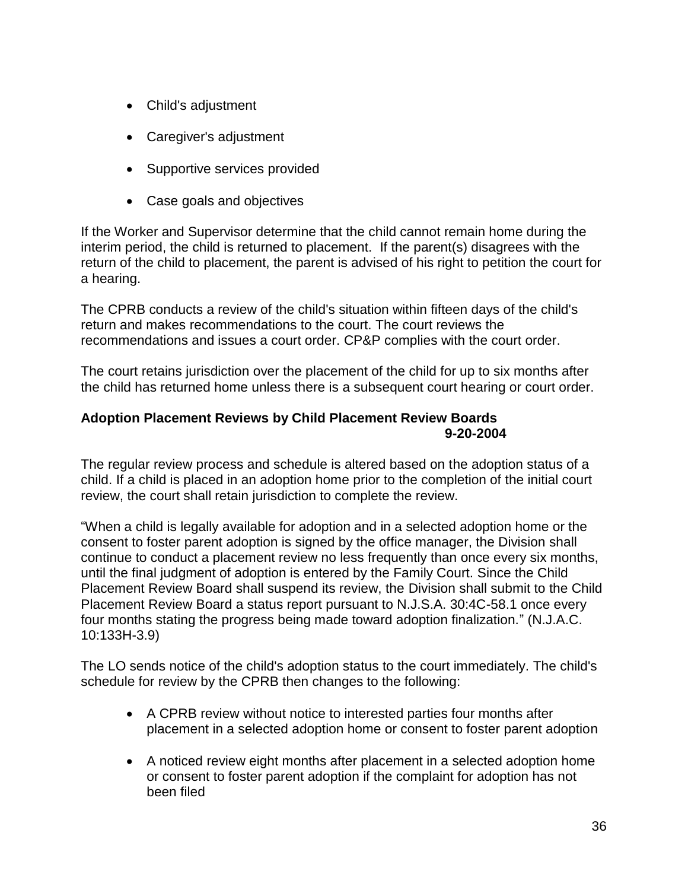- Child's adjustment
- Caregiver's adjustment
- Supportive services provided
- Case goals and objectives

If the Worker and Supervisor determine that the child cannot remain home during the interim period, the child is returned to placement. If the parent(s) disagrees with the return of the child to placement, the parent is advised of his right to petition the court for a hearing.

The CPRB conducts a review of the child's situation within fifteen days of the child's return and makes recommendations to the court. The court reviews the recommendations and issues a court order. CP&P complies with the court order.

The court retains jurisdiction over the placement of the child for up to six months after the child has returned home unless there is a subsequent court hearing or court order.

**Adoption Placement Reviews by Child Placement Review Boards**
**9-20-2004**

The regular review process and schedule is altered based on the adoption status of a child. If a child is placed in an adoption home prior to the completion of the initial court review, the court shall retain jurisdiction to complete the review.

"When a child is legally available for adoption and in a selected adoption home or the consent to foster parent adoption is signed by the office manager, the Division shall continue to conduct a placement review no less frequently than once every six months, until the final judgment of adoption is entered by the Family Court. Since the Child Placement Review Board shall suspend its review, the Division shall submit to the Child Placement Review Board a status report pursuant to N.J.S.A. 30:4C-58.1 once every four months stating the progress being made toward adoption finalization." (N.J.A.C. 10:133H-3.9)

The LO sends notice of the child's adoption status to the court immediately. The child's schedule for review by the CPRB then changes to the following:

- A CPRB review without notice to interested parties four months after placement in a selected adoption home or consent to foster parent adoption
- A noticed review eight months after placement in a selected adoption home or consent to foster parent adoption if the complaint for adoption has not been filed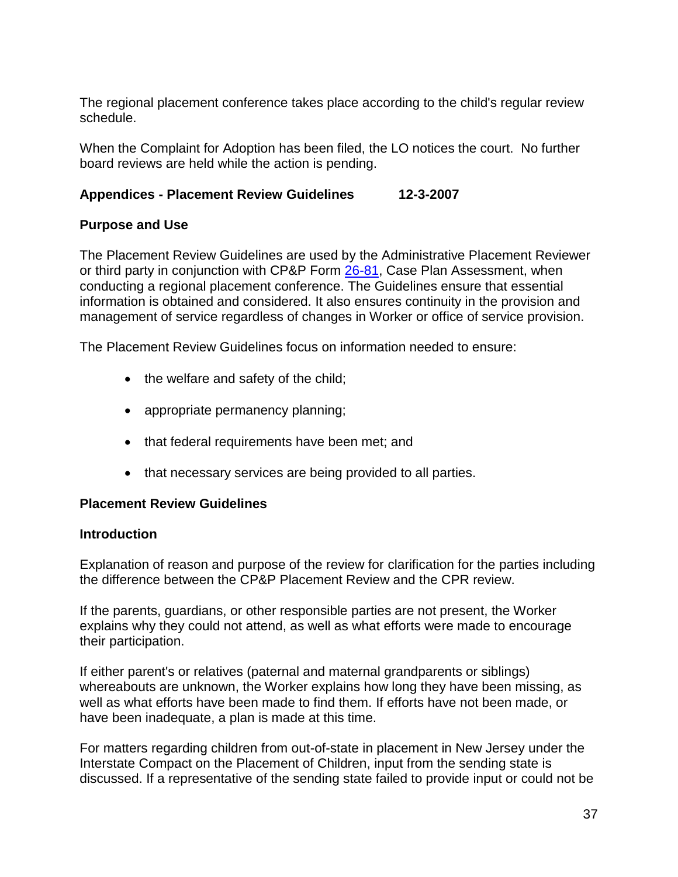The regional placement conference takes place according to the child's regular review schedule.

When the Complaint for Adoption has been filed, the LO notices the court. No further board reviews are held while the action is pending.

## Appendices - Placement Review Guidelines 12-3-2007

### Purpose and Use

The Placement Review Guidelines are used by the Administrative Placement Reviewer or third party in conjunction with CP&P Form 26-81, Case Plan Assessment, when conducting a regional placement conference. The Guidelines ensure that essential information is obtained and considered. It also ensures continuity in the provision and management of service regardless of changes in Worker or office of service provision.

The Placement Review Guidelines focus on information needed to ensure:

- the welfare and safety of the child;
- appropriate permanency planning;
- that federal requirements have been met; and
- that necessary services are being provided to all parties.

### Placement Review Guidelines

### Introduction

Explanation of reason and purpose of the review for clarification for the parties including the difference between the CP&P Placement Review and the CPR review.

If the parents, guardians, or other responsible parties are not present, the Worker explains why they could not attend, as well as what efforts were made to encourage their participation.

If either parent's or relatives (paternal and maternal grandparents or siblings) whereabouts are unknown, the Worker explains how long they have been missing, as well as what efforts have been made to find them. If efforts have not been made, or have been inadequate, a plan is made at this time.

For matters regarding children from out-of-state in placement in New Jersey under the Interstate Compact on the Placement of Children, input from the sending state is discussed. If a representative of the sending state failed to provide input or could not be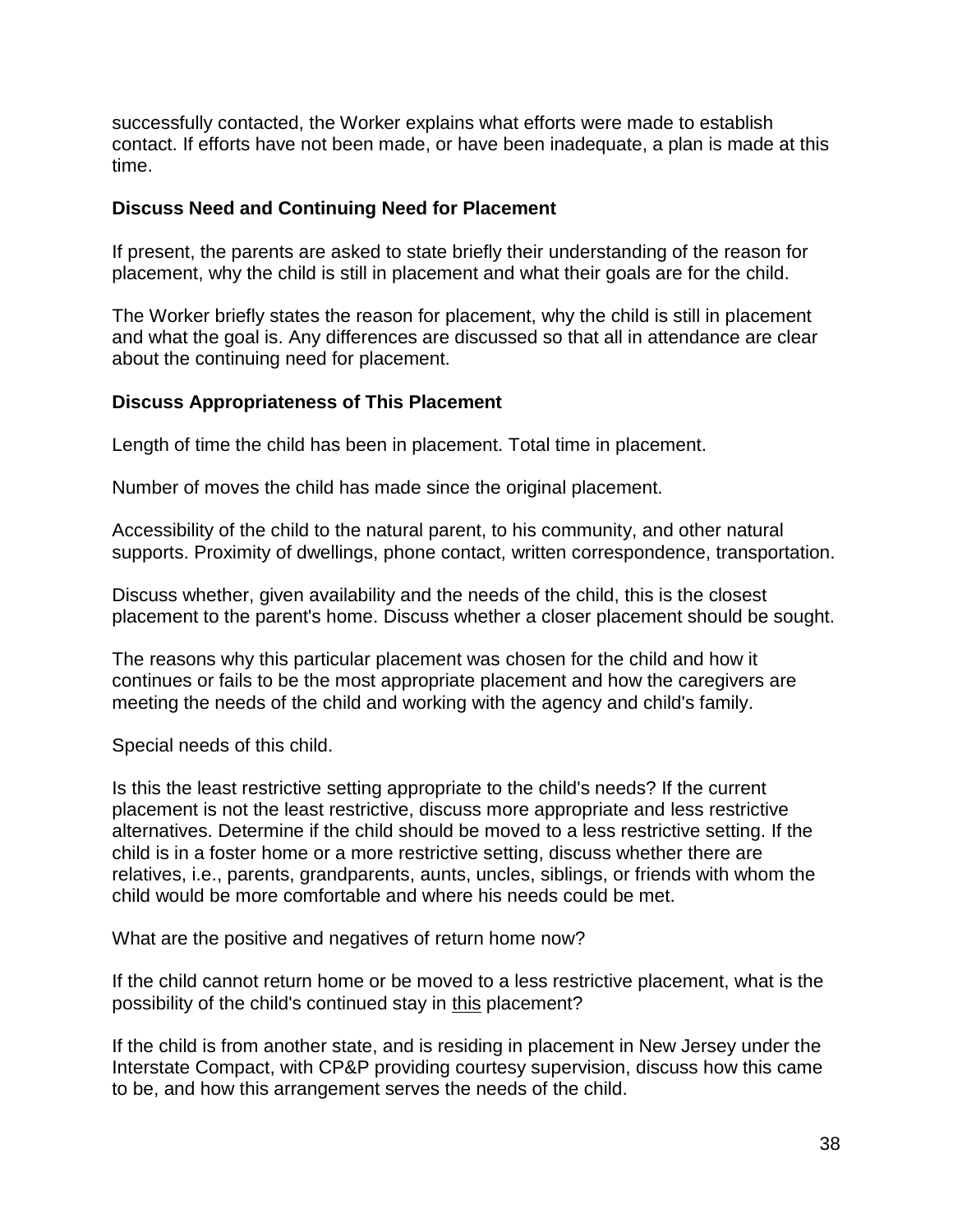successfully contacted, the Worker explains what efforts were made to establish contact. If efforts have not been made, or have been inadequate, a plan is made at this time.

### Discuss Need and Continuing Need for Placement

If present, the parents are asked to state briefly their understanding of the reason for placement, why the child is still in placement and what their goals are for the child.

The Worker briefly states the reason for placement, why the child is still in placement and what the goal is. Any differences are discussed so that all in attendance are clear about the continuing need for placement.

### Discuss Appropriateness of This Placement

Length of time the child has been in placement. Total time in placement.

Number of moves the child has made since the original placement.

Accessibility of the child to the natural parent, to his community, and other natural supports. Proximity of dwellings, phone contact, written correspondence, transportation.

Discuss whether, given availability and the needs of the child, this is the closest placement to the parent's home. Discuss whether a closer placement should be sought.

The reasons why this particular placement was chosen for the child and how it continues or fails to be the most appropriate placement and how the caregivers are meeting the needs of the child and working with the agency and child's family.

Special needs of this child.

Is this the least restrictive setting appropriate to the child's needs? If the current placement is not the least restrictive, discuss more appropriate and less restrictive alternatives. Determine if the child should be moved to a less restrictive setting. If the child is in a foster home or a more restrictive setting, discuss whether there are relatives, i.e., parents, grandparents, aunts, uncles, siblings, or friends with whom the child would be more comfortable and where his needs could be met.

What are the positive and negatives of return home now?

If the child cannot return home or be moved to a less restrictive placement, what is the possibility of the child's continued stay in <u>this</u> placement?

If the child is from another state, and is residing in placement in New Jersey under the Interstate Compact, with CP&P providing courtesy supervision, discuss how this came to be, and how this arrangement serves the needs of the child.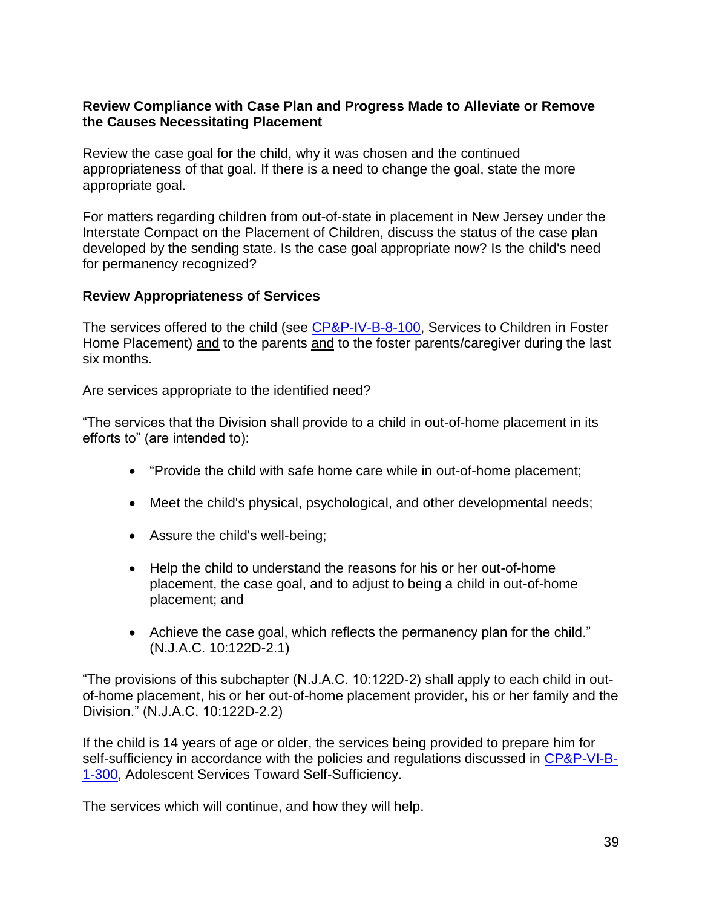**Review Compliance with Case Plan and Progress Made to Alleviate or Remove the Causes Necessitating Placement**

Review the case goal for the child, why it was chosen and the continued appropriateness of that goal. If there is a need to change the goal, state the more appropriate goal.

For matters regarding children from out-of-state in placement in New Jersey under the Interstate Compact on the Placement of Children, discuss the status of the case plan developed by the sending state. Is the case goal appropriate now? Is the child's need for permanency recognized?

**Review Appropriateness of Services**

The services offered to the child (see [CP&P-IV-B-8-100](), Services to Children in Foster Home Placement) and to the parents and to the foster parents/caregiver during the last six months.

Are services appropriate to the identified need?

"The services that the Division shall provide to a child in out-of-home placement in its efforts to" (are intended to):

- "Provide the child with safe home care while in out-of-home placement;
- Meet the child's physical, psychological, and other developmental needs;
- Assure the child's well-being;
- Help the child to understand the reasons for his or her out-of-home placement, the case goal, and to adjust to being a child in out-of-home placement; and
- Achieve the case goal, which reflects the permanency plan for the child." (N.J.A.C. 10:122D-2.1)

"The provisions of this subchapter (N.J.A.C. 10:122D-2) shall apply to each child in out-of-home placement, his or her out-of-home placement provider, his or her family and the Division." (N.J.A.C. 10:122D-2.2)

If the child is 14 years of age or older, the services being provided to prepare him for self-sufficiency in accordance with the policies and regulations discussed in [CP&P-VI-B-1-300](), Adolescent Services Toward Self-Sufficiency.

The services which will continue, and how they will help.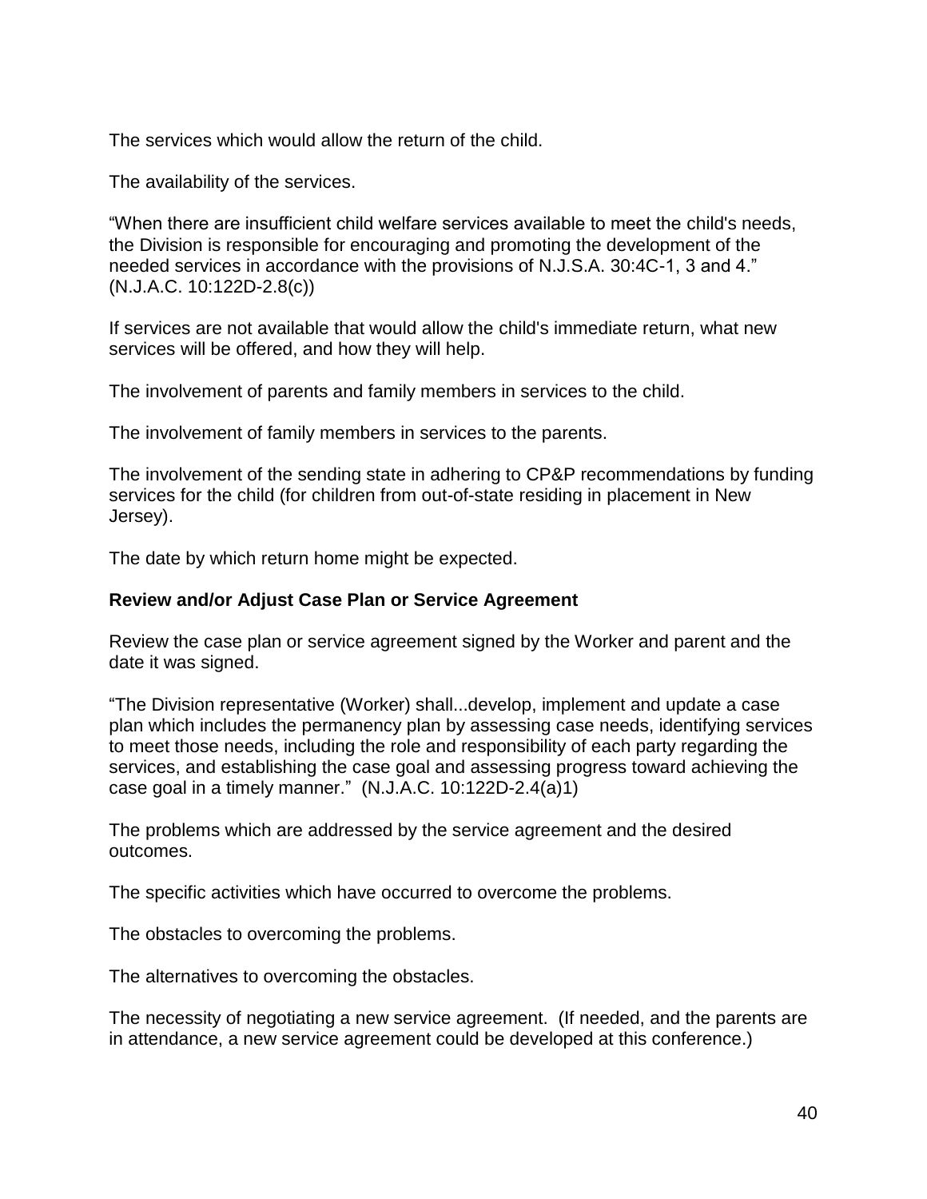The services which would allow the return of the child.

The availability of the services.

“When there are insufficient child welfare services available to meet the child's needs, the Division is responsible for encouraging and promoting the development of the needed services in accordance with the provisions of N.J.S.A. 30:4C-1, 3 and 4.” (N.J.A.C. 10:122D-2.8(c))

If services are not available that would allow the child's immediate return, what new services will be offered, and how they will help.

The involvement of parents and family members in services to the child.

The involvement of family members in services to the parents.

The involvement of the sending state in adhering to CP&P recommendations by funding services for the child (for children from out-of-state residing in placement in New Jersey).

The date by which return home might be expected.

**Review and/or Adjust Case Plan or Service Agreement**

Review the case plan or service agreement signed by the Worker and parent and the date it was signed.

“The Division representative (Worker) shall...develop, implement and update a case plan which includes the permanency plan by assessing case needs, identifying services to meet those needs, including the role and responsibility of each party regarding the services, and establishing the case goal and assessing progress toward achieving the case goal in a timely manner.” (N.J.A.C. 10:122D-2.4(a)1)

The problems which are addressed by the service agreement and the desired outcomes.

The specific activities which have occurred to overcome the problems.

The obstacles to overcoming the problems.

The alternatives to overcoming the obstacles.

The necessity of negotiating a new service agreement. (If needed, and the parents are in attendance, a new service agreement could be developed at this conference.)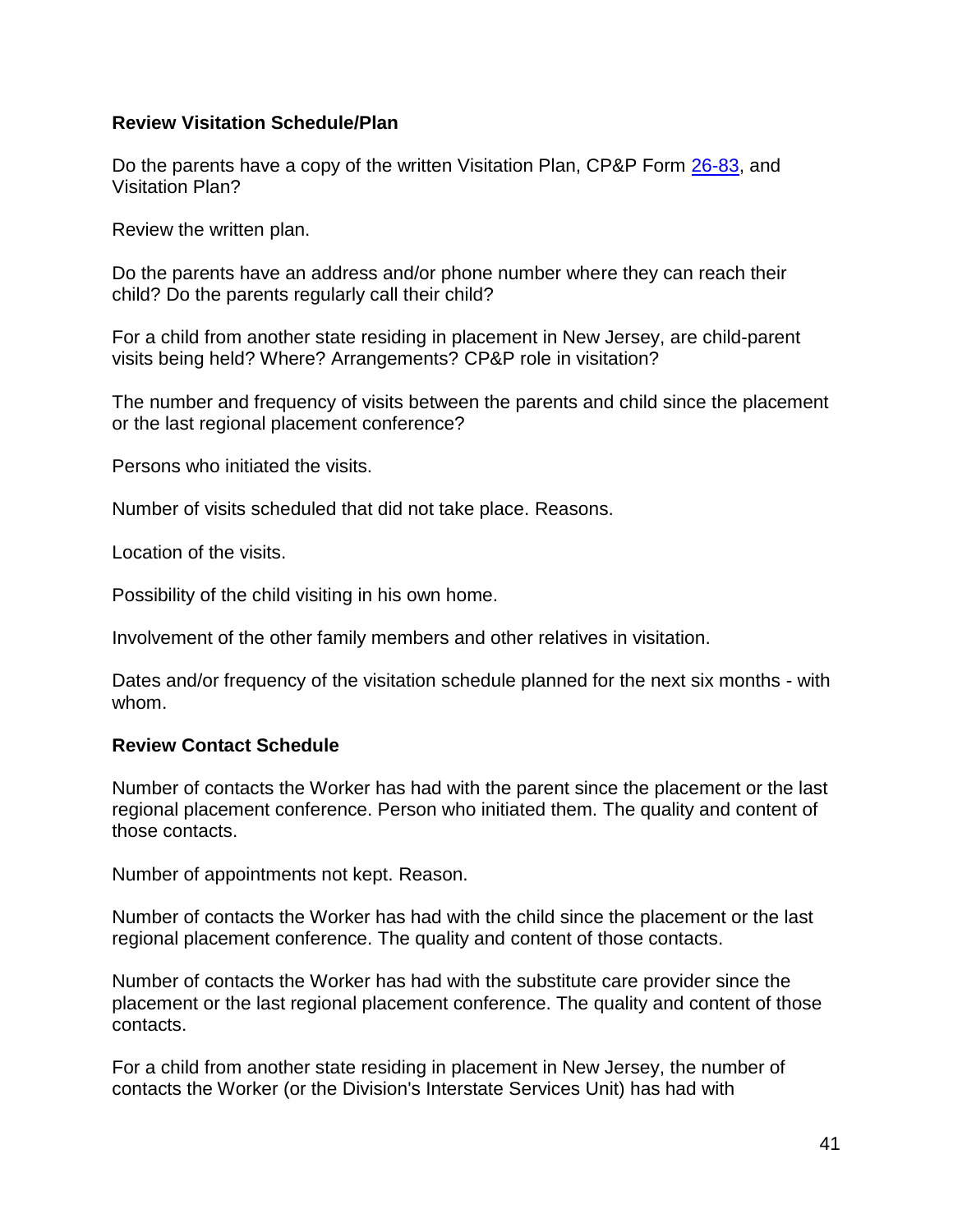**Review Visitation Schedule/Plan**

Do the parents have a copy of the written Visitation Plan, CP&P Form [26-83](26-83), and Visitation Plan?

Review the written plan.

Do the parents have an address and/or phone number where they can reach their child? Do the parents regularly call their child?

For a child from another state residing in placement in New Jersey, are child-parent visits being held? Where? Arrangements? CP&P role in visitation?

The number and frequency of visits between the parents and child since the placement or the last regional placement conference?

Persons who initiated the visits.

Number of visits scheduled that did not take place. Reasons.

Location of the visits.

Possibility of the child visiting in his own home.

Involvement of the other family members and other relatives in visitation.

Dates and/or frequency of the visitation schedule planned for the next six months - with whom.

**Review Contact Schedule**

Number of contacts the Worker has had with the parent since the placement or the last regional placement conference. Person who initiated them. The quality and content of those contacts.

Number of appointments not kept. Reason.

Number of contacts the Worker has had with the child since the placement or the last regional placement conference. The quality and content of those contacts.

Number of contacts the Worker has had with the substitute care provider since the placement or the last regional placement conference. The quality and content of those contacts.

For a child from another state residing in placement in New Jersey, the number of contacts the Worker (or the Division's Interstate Services Unit) has had with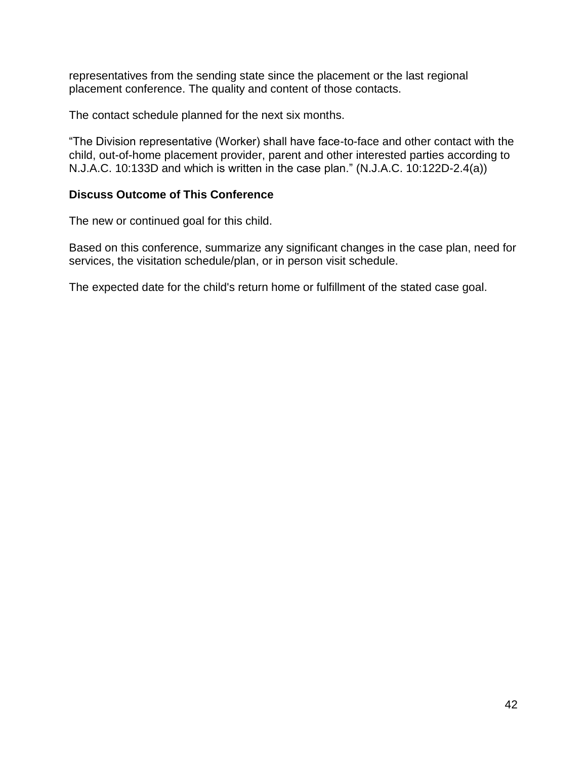representatives from the sending state since the placement or the last regional placement conference. The quality and content of those contacts.

The contact schedule planned for the next six months.

"The Division representative (Worker) shall have face-to-face and other contact with the child, out-of-home placement provider, parent and other interested parties according to N.J.A.C. 10:133D and which is written in the case plan." (N.J.A.C. 10:122D-2.4(a))

**Discuss Outcome of This Conference**

The new or continued goal for this child.

Based on this conference, summarize any significant changes in the case plan, need for services, the visitation schedule/plan, or in person visit schedule.

The expected date for the child's return home or fulfillment of the stated case goal.